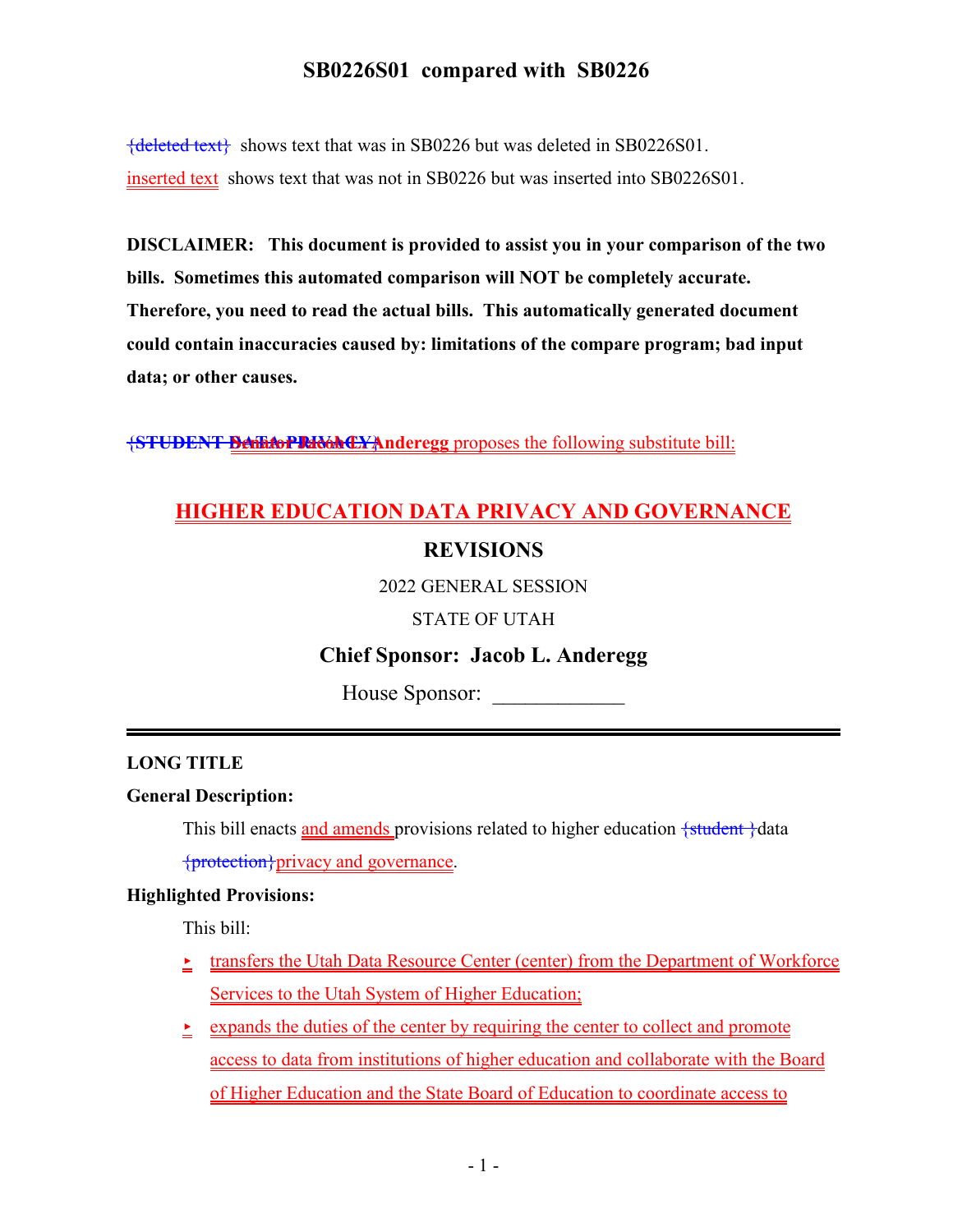# SB0226S01 compared with SB0226

{deleted text} shows text that was in SB0226 but was deleted in SB0226S01.

inserted text shows text that was not in SB0226 but was inserted into SB0226S01.

**DISCLAIMER: This document is provided to assist you in your comparison of the two bills. Sometimes this automated comparison will NOT be completely accurate. Therefore, you need to read the actual bills. This automatically generated document could contain inaccuracies caused by: limitations of the compare program; bad input data; or other causes.**

{**STUDENT DATA PRIVACY**}**Senator Jacob L. Anderegg** proposes the following substitute bill:

## HIGHER EDUCATION DATA PRIVACY AND GOVERNANCE

## REVISIONS

2022 GENERAL SESSION

STATE OF UTAH

**Chief Sponsor: Jacob L. Anderegg**

House Sponsor: ____________

---

**LONG TITLE**

**General Description:**

This bill enacts and amends provisions related to higher education {student }data {protection}privacy and governance.

**Highlighted Provisions:**

This bill:

- transfers the Utah Data Resource Center (center) from the Department of Workforce Services to the Utah System of Higher Education;
- expands the duties of the center by requiring the center to collect and promote access to data from institutions of higher education and collaborate with the Board of Higher Education and the State Board of Education to coordinate access to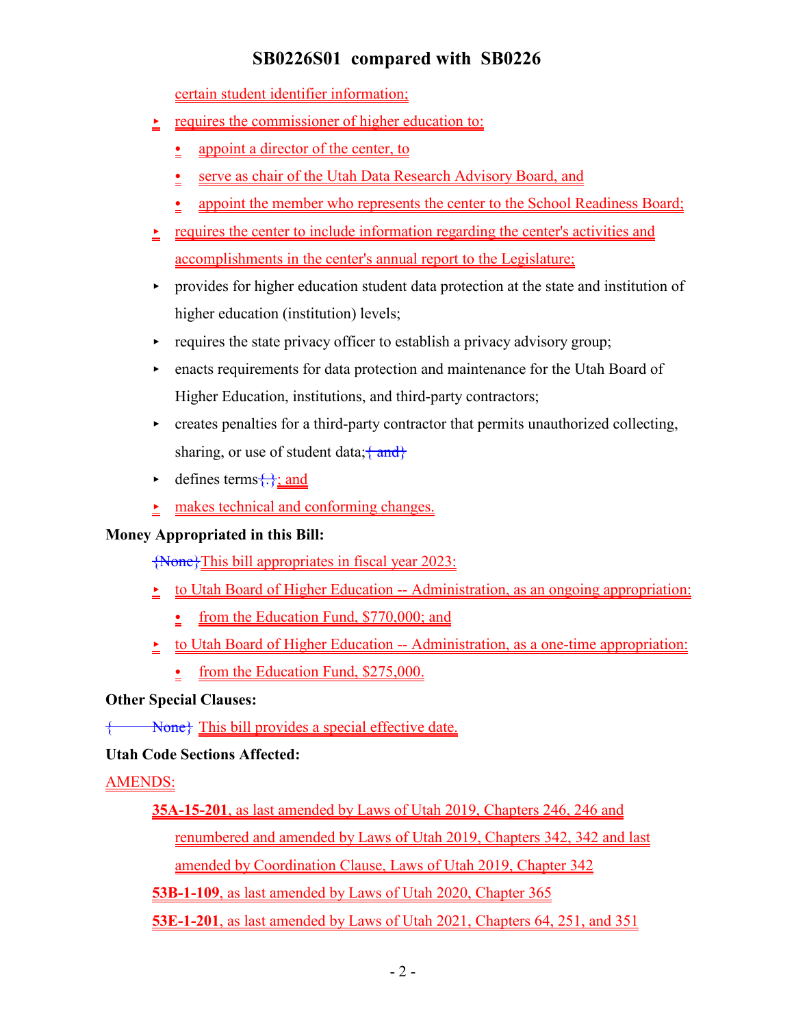certain student identifier information;

- requires the commissioner of higher education to:
  - appoint a director of the center, to
  - serve as chair of the Utah Data Research Advisory Board, and
  - appoint the member who represents the center to the School Readiness Board;
- requires the center to include information regarding the center's activities and accomplishments in the center's annual report to the Legislature;
- provides for higher education student data protection at the state and institution of higher education (institution) levels;
- requires the state privacy officer to establish a privacy advisory group;
- enacts requirements for data protection and maintenance for the Utah Board of Higher Education, institutions, and third-party contractors;
- creates penalties for a third-party contractor that permits unauthorized collecting, sharing, or use of student data;{ and}
- defines terms{.}; and
- makes technical and conforming changes.

**Money Appropriated in this Bill:**

{None}This bill appropriates in fiscal year 2023:

- to Utah Board of Higher Education -- Administration, as an ongoing appropriation:
  - from the Education Fund, $770,000; and
- to Utah Board of Higher Education -- Administration, as a one-time appropriation:
  - from the Education Fund, $275,000.

**Other Special Clauses:**

{ None} This bill provides a special effective date.

**Utah Code Sections Affected:**

AMENDS:

**35A-15-201**, as last amended by Laws of Utah 2019, Chapters 246, 246 and renumbered and amended by Laws of Utah 2019, Chapters 342, 342 and last amended by Coordination Clause, Laws of Utah 2019, Chapter 342

**53B-1-109**, as last amended by Laws of Utah 2020, Chapter 365

**53E-1-201**, as last amended by Laws of Utah 2021, Chapters 64, 251, and 351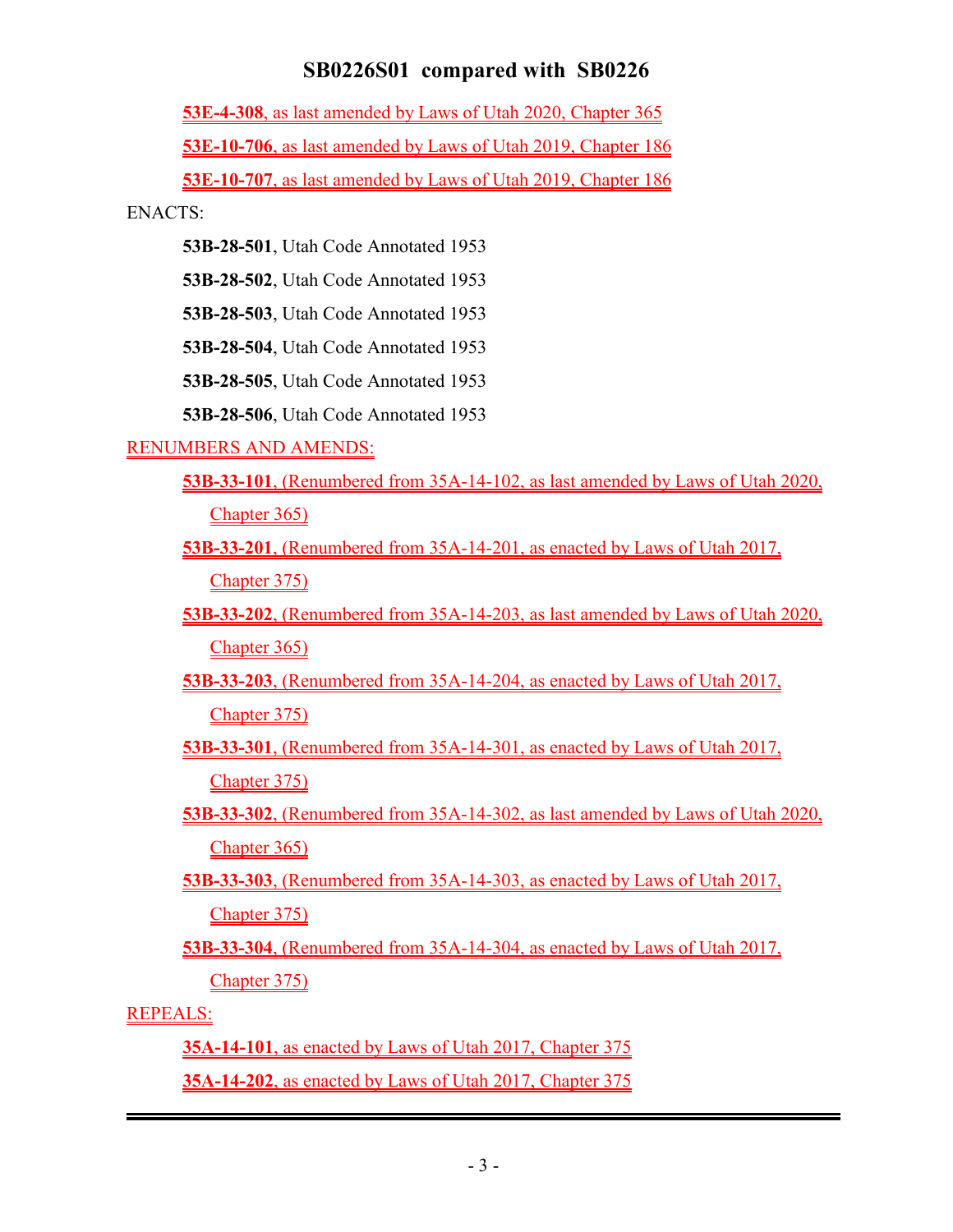**53E-4-308**, as last amended by Laws of Utah 2020, Chapter 365

**53E-10-706**, as last amended by Laws of Utah 2019, Chapter 186

**53E-10-707**, as last amended by Laws of Utah 2019, Chapter 186

ENACTS:

**53B-28-501**, Utah Code Annotated 1953

**53B-28-502**, Utah Code Annotated 1953

**53B-28-503**, Utah Code Annotated 1953

**53B-28-504**, Utah Code Annotated 1953

**53B-28-505**, Utah Code Annotated 1953

**53B-28-506**, Utah Code Annotated 1953

RENUMBERS AND AMENDS:

**53B-33-101**, (Renumbered from 35A-14-102, as last amended by Laws of Utah 2020, Chapter 365)

**53B-33-201**, (Renumbered from 35A-14-201, as enacted by Laws of Utah 2017, Chapter 375)

**53B-33-202**, (Renumbered from 35A-14-203, as last amended by Laws of Utah 2020, Chapter 365)

**53B-33-203**, (Renumbered from 35A-14-204, as enacted by Laws of Utah 2017, Chapter 375)

**53B-33-301**, (Renumbered from 35A-14-301, as enacted by Laws of Utah 2017, Chapter 375)

**53B-33-302**, (Renumbered from 35A-14-302, as last amended by Laws of Utah 2020, Chapter 365)

**53B-33-303**, (Renumbered from 35A-14-303, as enacted by Laws of Utah 2017, Chapter 375)

**53B-33-304**, (Renumbered from 35A-14-304, as enacted by Laws of Utah 2017, Chapter 375)

REPEALS:

**35A-14-101**, as enacted by Laws of Utah 2017, Chapter 375

**35A-14-202**, as enacted by Laws of Utah 2017, Chapter 375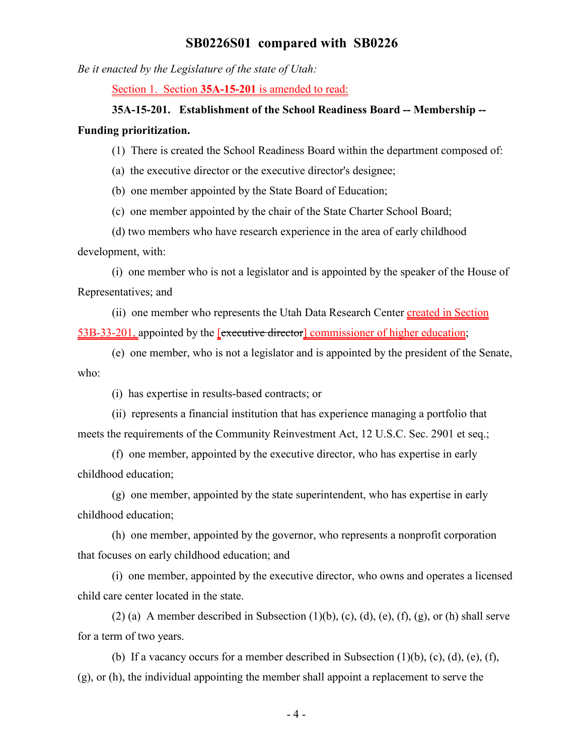*Be it enacted by the Legislature of the state of Utah:*

Section 1. Section **35A-15-201** is amended to read:

**35A-15-201. Establishment of the School Readiness Board -- Membership -- Funding prioritization.**

(1) There is created the School Readiness Board within the department composed of:

(a) the executive director or the executive director's designee;

(b) one member appointed by the State Board of Education;

(c) one member appointed by the chair of the State Charter School Board;

(d) two members who have research experience in the area of early childhood development, with:

(i) one member who is not a legislator and is appointed by the speaker of the House of Representatives; and

(ii) one member who represents the Utah Data Research Center created in Section 53B-33-201, appointed by the [~~executive director~~] commissioner of higher education;

(e) one member, who is not a legislator and is appointed by the president of the Senate, who:

(i) has expertise in results-based contracts; or

(ii) represents a financial institution that has experience managing a portfolio that meets the requirements of the Community Reinvestment Act, 12 U.S.C. Sec. 2901 et seq.;

(f) one member, appointed by the executive director, who has expertise in early childhood education;

(g) one member, appointed by the state superintendent, who has expertise in early childhood education;

(h) one member, appointed by the governor, who represents a nonprofit corporation that focuses on early childhood education; and

(i) one member, appointed by the executive director, who owns and operates a licensed child care center located in the state.

(2) (a) A member described in Subsection (1)(b), (c), (d), (e), (f), (g), or (h) shall serve for a term of two years.

(b) If a vacancy occurs for a member described in Subsection (1)(b), (c), (d), (e), (f), (g), or (h), the individual appointing the member shall appoint a replacement to serve the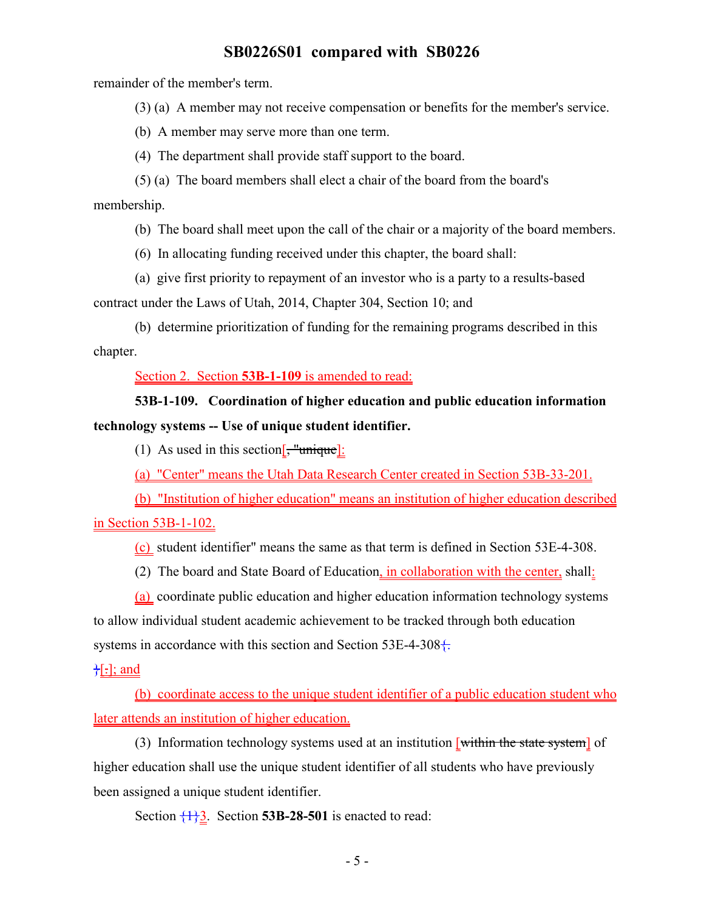remainder of the member's term.

(3) (a) A member may not receive compensation or benefits for the member's service.

(b) A member may serve more than one term.

(4) The department shall provide staff support to the board.

(5) (a) The board members shall elect a chair of the board from the board's membership.

(b) The board shall meet upon the call of the chair or a majority of the board members.

(6) In allocating funding received under this chapter, the board shall:

(a) give first priority to repayment of an investor who is a party to a results-based contract under the Laws of Utah, 2014, Chapter 304, Section 10; and

(b) determine prioritization of funding for the remaining programs described in this chapter.

Section 2. Section **53B-1-109** is amended to read:

**53B-1-109. Coordination of higher education and public education information technology systems -- Use of unique student identifier.**

(1) As used in this section[~~, "unique~~]:

(a) "Center" means the Utah Data Research Center created in Section 53B-33-201.

(b) "Institution of higher education" means an institution of higher education described in Section 53B-1-102.

(c) student identifier" means the same as that term is defined in Section 53E-4-308.

(2) The board and State Board of Education, in collaboration with the center, shall:

(a) coordinate public education and higher education information technology systems to allow individual student academic achievement to be tracked through both education systems in accordance with this section and Section 53E-4-308{.

}[.]; and

(b) coordinate access to the unique student identifier of a public education student who later attends an institution of higher education.

(3) Information technology systems used at an institution [~~within the state system~~] of higher education shall use the unique student identifier of all students who have previously been assigned a unique student identifier.

Section {1}3. Section **53B-28-501** is enacted to read: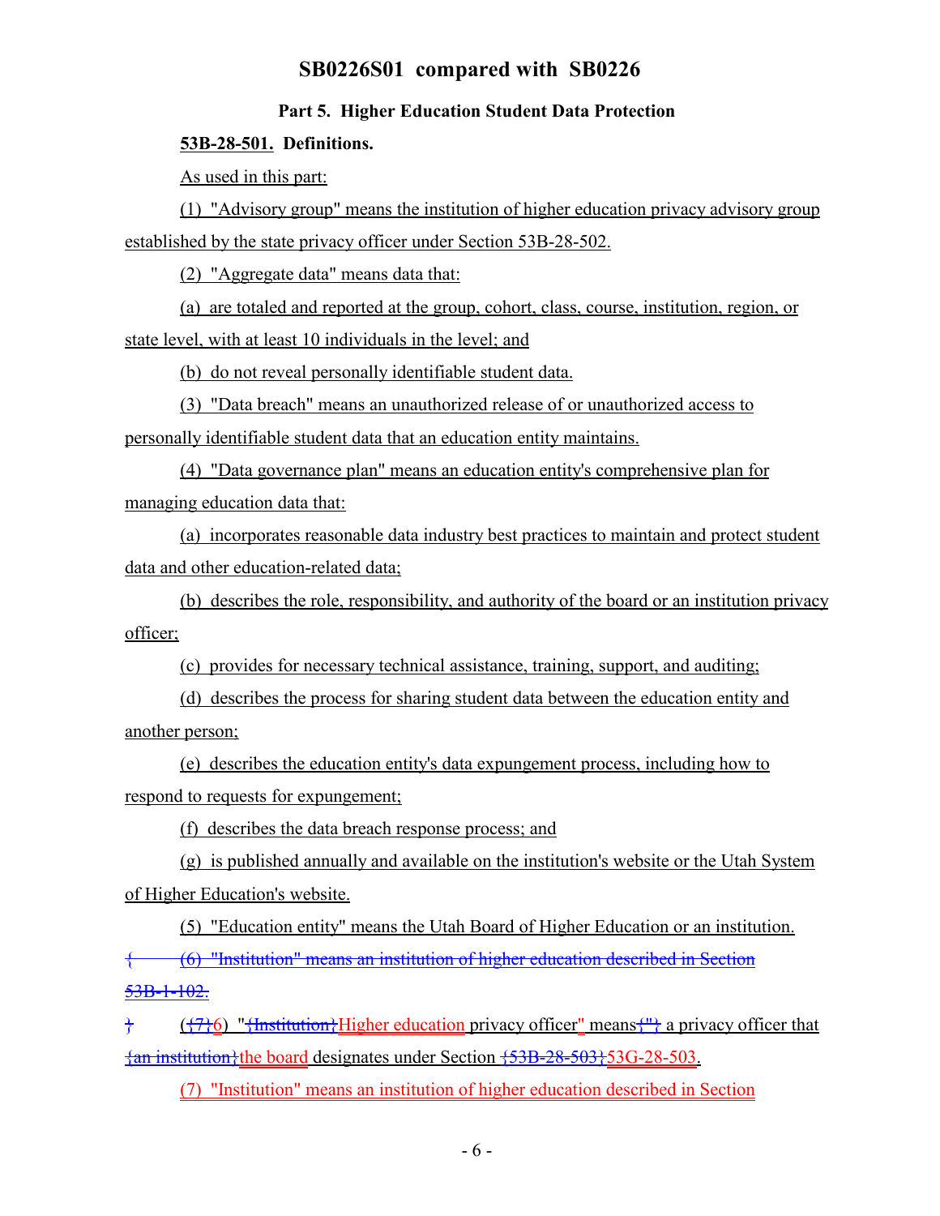# SB0226S01 compared with SB0226

**Part 5. Higher Education Student Data Protection**

**53B-28-501. Definitions.**

As used in this part:

(1) "Advisory group" means the institution of higher education privacy advisory group established by the state privacy officer under Section 53B-28-502.

(2) "Aggregate data" means data that:

(a) are totaled and reported at the group, cohort, class, course, institution, region, or state level, with at least 10 individuals in the level; and

(b) do not reveal personally identifiable student data.

(3) "Data breach" means an unauthorized release of or unauthorized access to personally identifiable student data that an education entity maintains.

(4) "Data governance plan" means an education entity's comprehensive plan for managing education data that:

(a) incorporates reasonable data industry best practices to maintain and protect student data and other education-related data;

(b) describes the role, responsibility, and authority of the board or an institution privacy officer;

(c) provides for necessary technical assistance, training, support, and auditing;

(d) describes the process for sharing student data between the education entity and another person;

(e) describes the education entity's data expungement process, including how to respond to requests for expungement;

(f) describes the data breach response process; and

(g) is published annually and available on the institution's website or the Utah System of Higher Education's website.

(5) "Education entity" means the Utah Board of Higher Education or an institution.

{ (6) "Institution" means an institution of higher education described in Section 53B-1-102.

} ({7}6) "{Institution}Higher education privacy officer" means{"} a privacy officer that {an institution}the board designates under Section {53B-28-503}53G-28-503.

(7) "Institution" means an institution of higher education described in Section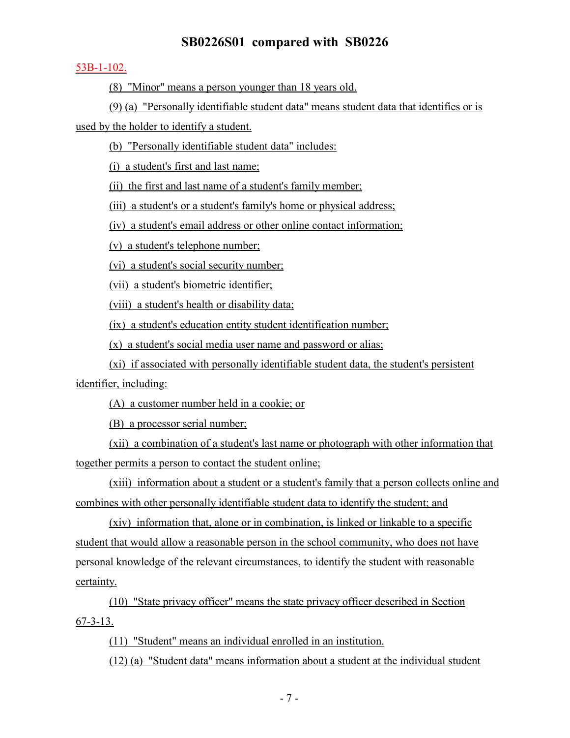53B-1-102.

(8) "Minor" means a person younger than 18 years old.

(9) (a) "Personally identifiable student data" means student data that identifies or is used by the holder to identify a student.

(b) "Personally identifiable student data" includes:

(i) a student's first and last name;

(ii) the first and last name of a student's family member;

(iii) a student's or a student's family's home or physical address;

(iv) a student's email address or other online contact information;

(v) a student's telephone number;

(vi) a student's social security number;

(vii) a student's biometric identifier;

(viii) a student's health or disability data;

(ix) a student's education entity student identification number;

(x) a student's social media user name and password or alias;

(xi) if associated with personally identifiable student data, the student's persistent identifier, including:

(A) a customer number held in a cookie; or

(B) a processor serial number;

(xii) a combination of a student's last name or photograph with other information that together permits a person to contact the student online;

(xiii) information about a student or a student's family that a person collects online and combines with other personally identifiable student data to identify the student; and

(xiv) information that, alone or in combination, is linked or linkable to a specific student that would allow a reasonable person in the school community, who does not have personal knowledge of the relevant circumstances, to identify the student with reasonable certainty.

(10) "State privacy officer" means the state privacy officer described in Section 67-3-13.

(11) "Student" means an individual enrolled in an institution.

(12) (a) "Student data" means information about a student at the individual student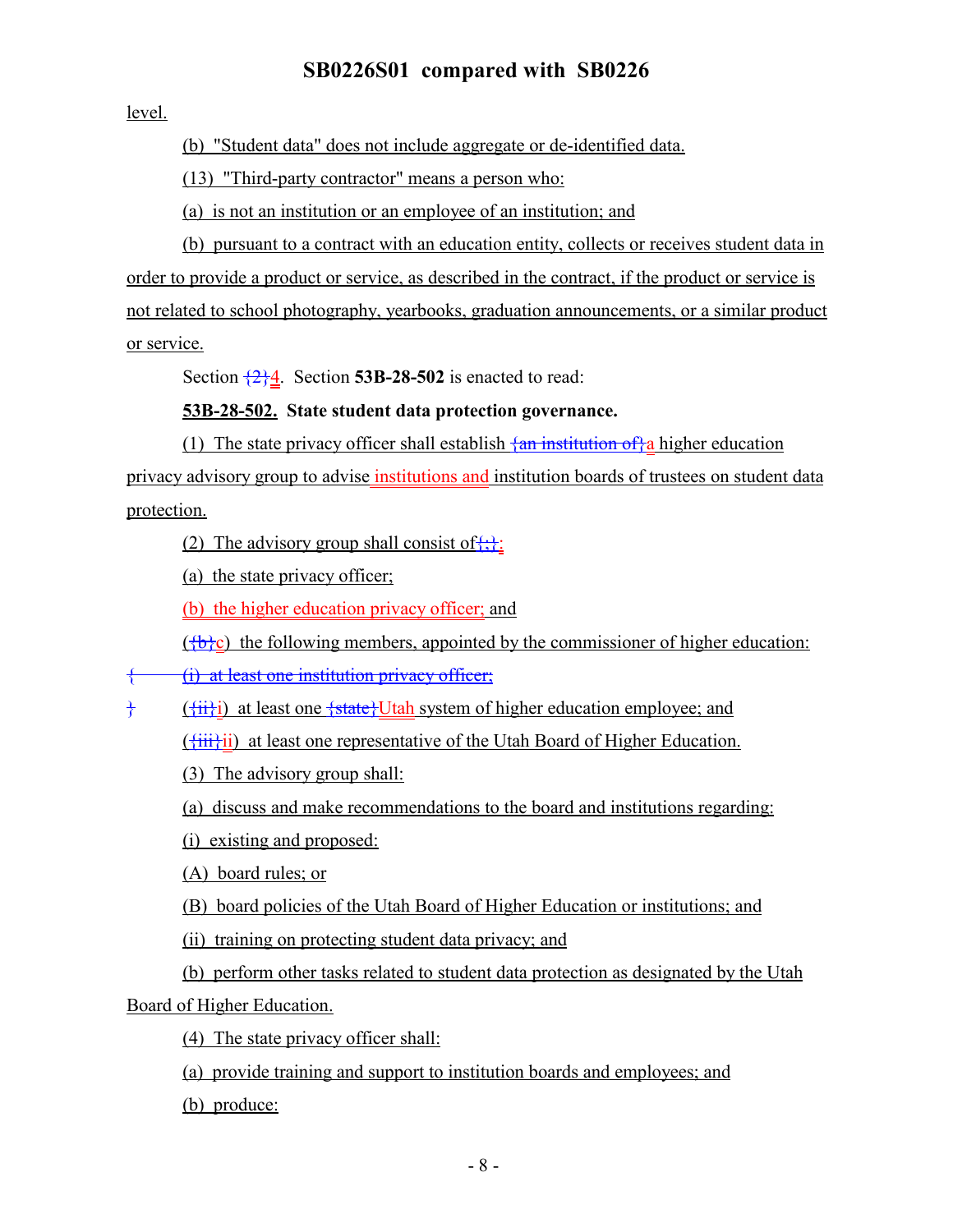level.

(b) "Student data" does not include aggregate or de-identified data.

(13) "Third-party contractor" means a person who:

(a) is not an institution or an employee of an institution; and

(b) pursuant to a contract with an education entity, collects or receives student data in order to provide a product or service, as described in the contract, if the product or service is not related to school photography, yearbooks, graduation announcements, or a similar product or service.

Section {2}4. Section **53B-28-502** is enacted to read:

**53B-28-502. State student data protection governance.**

(1) The state privacy officer shall establish {an institution of}a higher education privacy advisory group to advise institutions and institution boards of trustees on student data protection.

(2) The advisory group shall consist of{:}:

(a) the state privacy officer;

(b) the higher education privacy officer; and

({b}c) the following members, appointed by the commissioner of higher education:

{ (i) at least one institution privacy officer;

} ({ii}i) at least one {state}Utah system of higher education employee; and

({iii}ii) at least one representative of the Utah Board of Higher Education.

(3) The advisory group shall:

(a) discuss and make recommendations to the board and institutions regarding:

(i) existing and proposed:

(A) board rules; or

(B) board policies of the Utah Board of Higher Education or institutions; and

(ii) training on protecting student data privacy; and

(b) perform other tasks related to student data protection as designated by the Utah Board of Higher Education.

(4) The state privacy officer shall:

(a) provide training and support to institution boards and employees; and

(b) produce: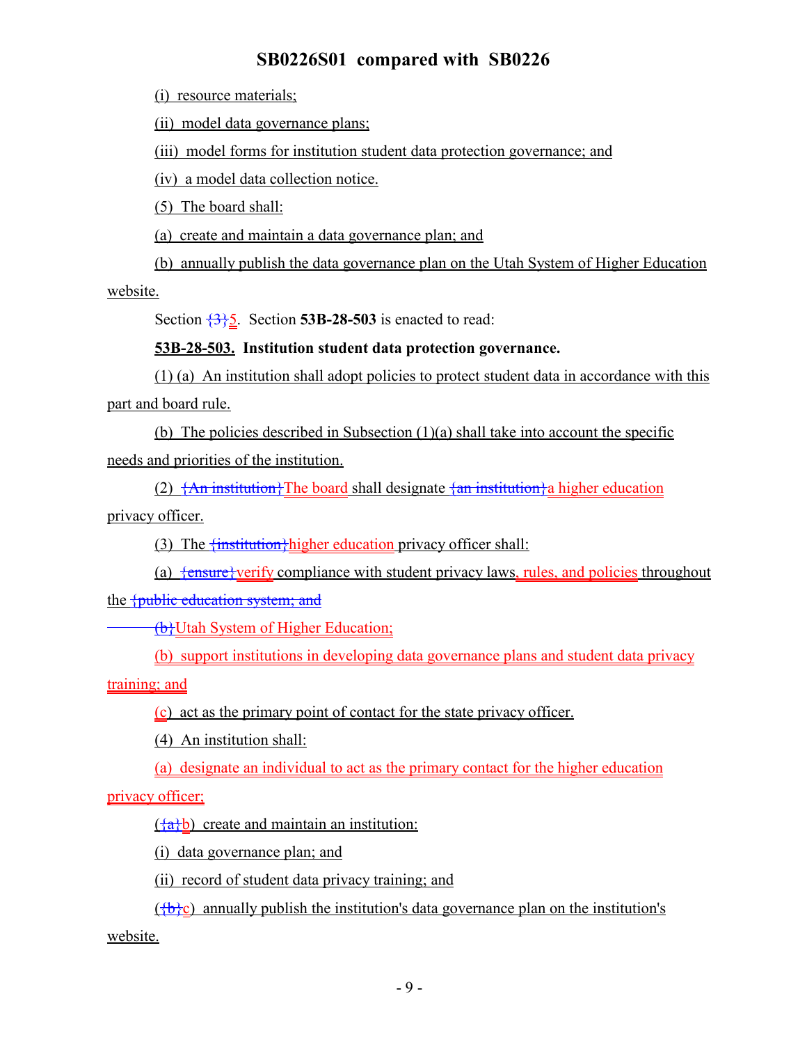(i) resource materials;

(ii) model data governance plans;

(iii) model forms for institution student data protection governance; and

(iv) a model data collection notice.

(5) The board shall:

(a) create and maintain a data governance plan; and

(b) annually publish the data governance plan on the Utah System of Higher Education website.

Section {3}5. Section **53B-28-503** is enacted to read:

**53B-28-503. Institution student data protection governance.**

(1) (a) An institution shall adopt policies to protect student data in accordance with this part and board rule.

(b) The policies described in Subsection (1)(a) shall take into account the specific needs and priorities of the institution.

(2) {An institution}The board shall designate {an institution}a higher education privacy officer.

(3) The {institution}higher education privacy officer shall:

(a) {ensure}verify compliance with student privacy laws, rules, and policies throughout the {public education system; and

(b)}Utah System of Higher Education;

(b) support institutions in developing data governance plans and student data privacy training; and

(c) act as the primary point of contact for the state privacy officer.

(4) An institution shall:

(a) designate an individual to act as the primary contact for the higher education privacy officer;

({a}b) create and maintain an institution:

(i) data governance plan; and

(ii) record of student data privacy training; and

({b}c) annually publish the institution's data governance plan on the institution's website.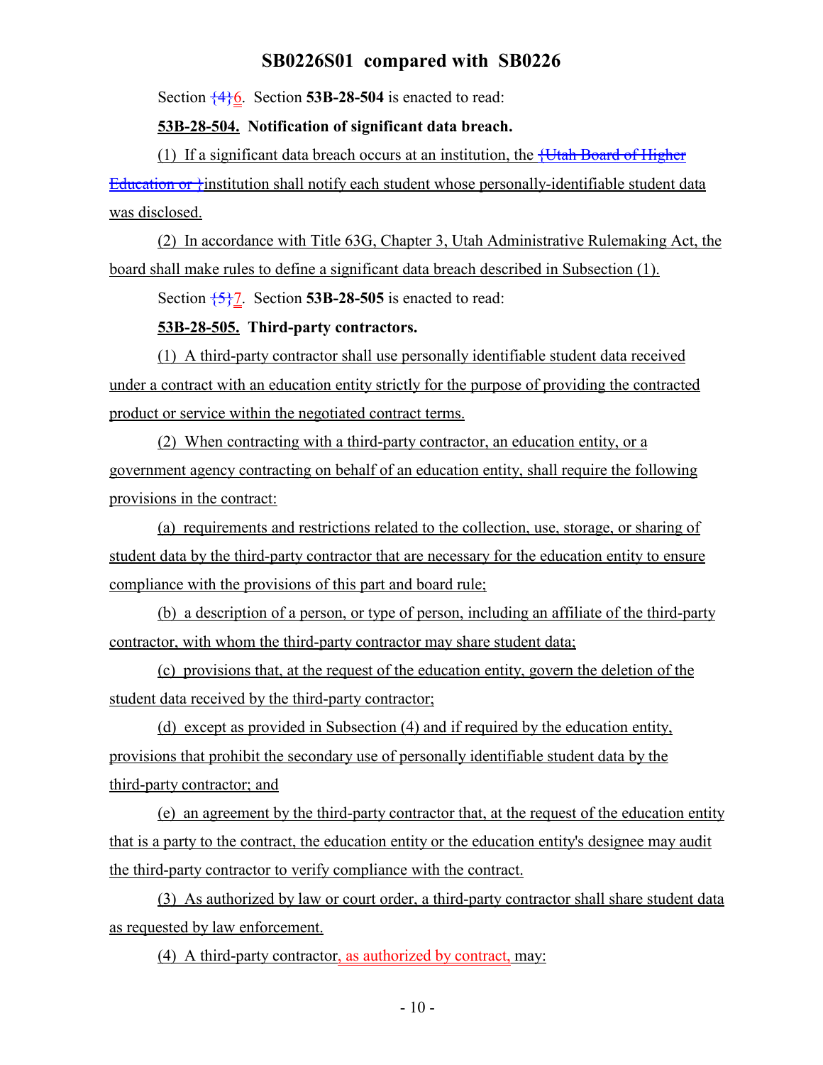Section {4}6. Section **53B-28-504** is enacted to read:

**53B-28-504. Notification of significant data breach.**

(1) If a significant data breach occurs at an institution, the {Utah Board of Higher Education or }institution shall notify each student whose personally-identifiable student data was disclosed.

(2) In accordance with Title 63G, Chapter 3, Utah Administrative Rulemaking Act, the board shall make rules to define a significant data breach described in Subsection (1).

Section {5}7. Section **53B-28-505** is enacted to read:

**53B-28-505. Third-party contractors.**

(1) A third-party contractor shall use personally identifiable student data received under a contract with an education entity strictly for the purpose of providing the contracted product or service within the negotiated contract terms.

(2) When contracting with a third-party contractor, an education entity, or a government agency contracting on behalf of an education entity, shall require the following provisions in the contract:

(a) requirements and restrictions related to the collection, use, storage, or sharing of student data by the third-party contractor that are necessary for the education entity to ensure compliance with the provisions of this part and board rule;

(b) a description of a person, or type of person, including an affiliate of the third-party contractor, with whom the third-party contractor may share student data;

(c) provisions that, at the request of the education entity, govern the deletion of the student data received by the third-party contractor;

(d) except as provided in Subsection (4) and if required by the education entity, provisions that prohibit the secondary use of personally identifiable student data by the third-party contractor; and

(e) an agreement by the third-party contractor that, at the request of the education entity that is a party to the contract, the education entity or the education entity's designee may audit the third-party contractor to verify compliance with the contract.

(3) As authorized by law or court order, a third-party contractor shall share student data as requested by law enforcement.

(4) A third-party contractor, as authorized by contract, may: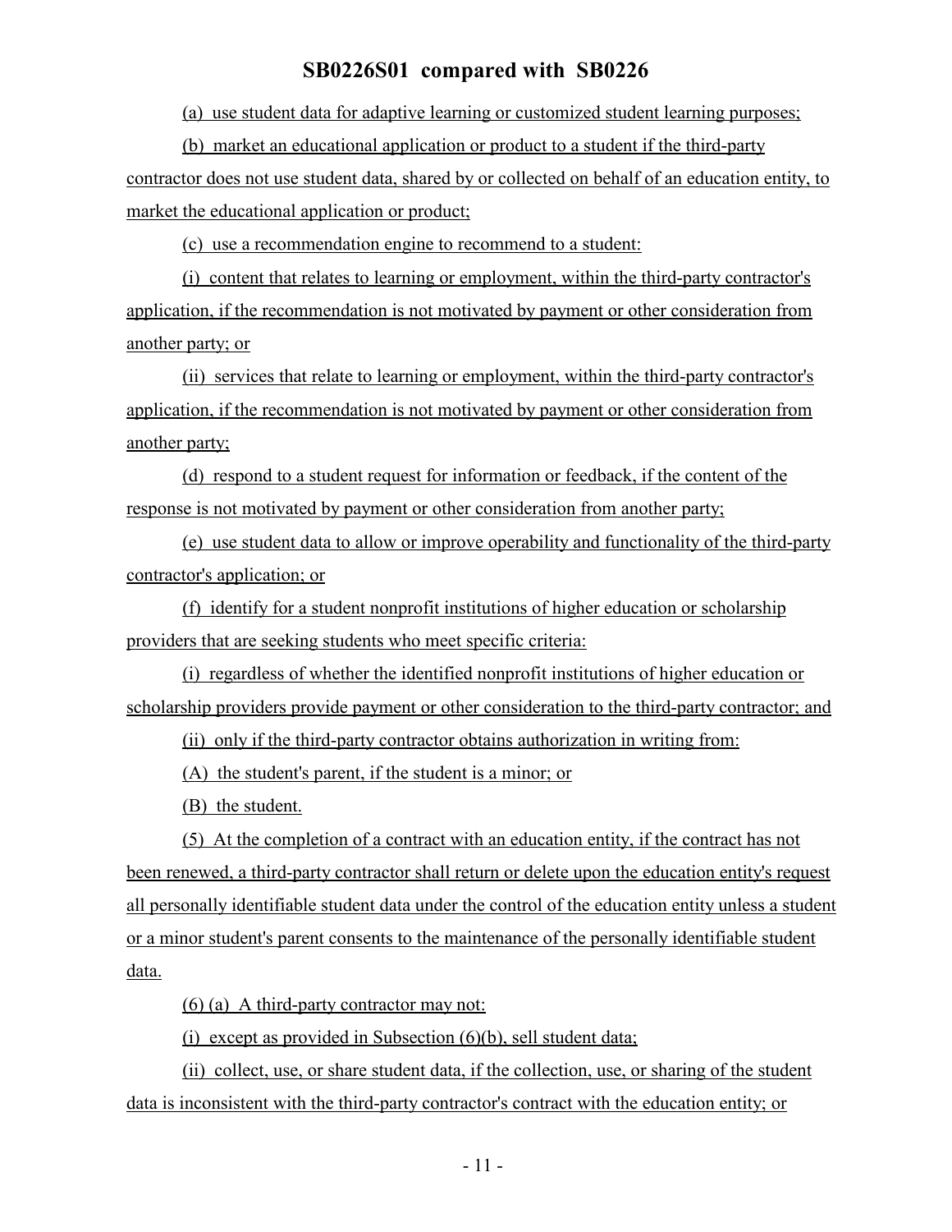(a) use student data for adaptive learning or customized student learning purposes;

(b) market an educational application or product to a student if the third-party contractor does not use student data, shared by or collected on behalf of an education entity, to market the educational application or product;

(c) use a recommendation engine to recommend to a student:

(i) content that relates to learning or employment, within the third-party contractor's application, if the recommendation is not motivated by payment or other consideration from another party; or

(ii) services that relate to learning or employment, within the third-party contractor's application, if the recommendation is not motivated by payment or other consideration from another party;

(d) respond to a student request for information or feedback, if the content of the response is not motivated by payment or other consideration from another party;

(e) use student data to allow or improve operability and functionality of the third-party contractor's application; or

(f) identify for a student nonprofit institutions of higher education or scholarship providers that are seeking students who meet specific criteria:

(i) regardless of whether the identified nonprofit institutions of higher education or scholarship providers provide payment or other consideration to the third-party contractor; and

(ii) only if the third-party contractor obtains authorization in writing from:

(A) the student's parent, if the student is a minor; or

(B) the student.

(5) At the completion of a contract with an education entity, if the contract has not been renewed, a third-party contractor shall return or delete upon the education entity's request all personally identifiable student data under the control of the education entity unless a student or a minor student's parent consents to the maintenance of the personally identifiable student data.

(6) (a) A third-party contractor may not:

(i) except as provided in Subsection (6)(b), sell student data;

(ii) collect, use, or share student data, if the collection, use, or sharing of the student data is inconsistent with the third-party contractor's contract with the education entity; or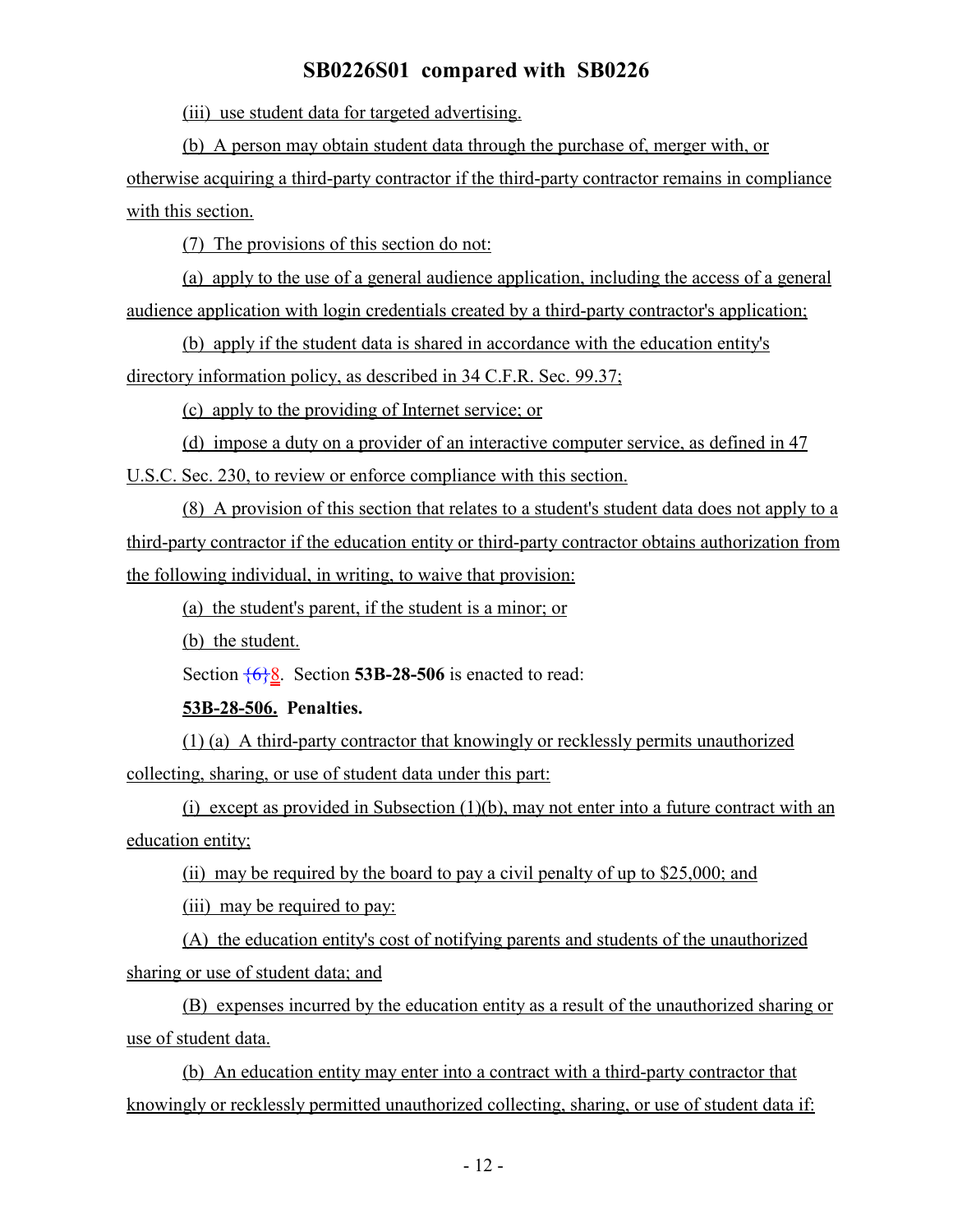(iii) use student data for targeted advertising.

(b) A person may obtain student data through the purchase of, merger with, or otherwise acquiring a third-party contractor if the third-party contractor remains in compliance with this section.

(7) The provisions of this section do not:

(a) apply to the use of a general audience application, including the access of a general audience application with login credentials created by a third-party contractor's application;

(b) apply if the student data is shared in accordance with the education entity's directory information policy, as described in 34 C.F.R. Sec. 99.37;

(c) apply to the providing of Internet service; or

(d) impose a duty on a provider of an interactive computer service, as defined in 47 U.S.C. Sec. 230, to review or enforce compliance with this section.

(8) A provision of this section that relates to a student's student data does not apply to a third-party contractor if the education entity or third-party contractor obtains authorization from the following individual, in writing, to waive that provision:

(a) the student's parent, if the student is a minor; or

(b) the student.

Section {6}8. Section **53B-28-506** is enacted to read:

**53B-28-506. Penalties.**

(1) (a) A third-party contractor that knowingly or recklessly permits unauthorized collecting, sharing, or use of student data under this part:

(i) except as provided in Subsection (1)(b), may not enter into a future contract with an education entity;

(ii) may be required by the board to pay a civil penalty of up to $25,000; and

(iii) may be required to pay:

(A) the education entity's cost of notifying parents and students of the unauthorized sharing or use of student data; and

(B) expenses incurred by the education entity as a result of the unauthorized sharing or use of student data.

(b) An education entity may enter into a contract with a third-party contractor that knowingly or recklessly permitted unauthorized collecting, sharing, or use of student data if: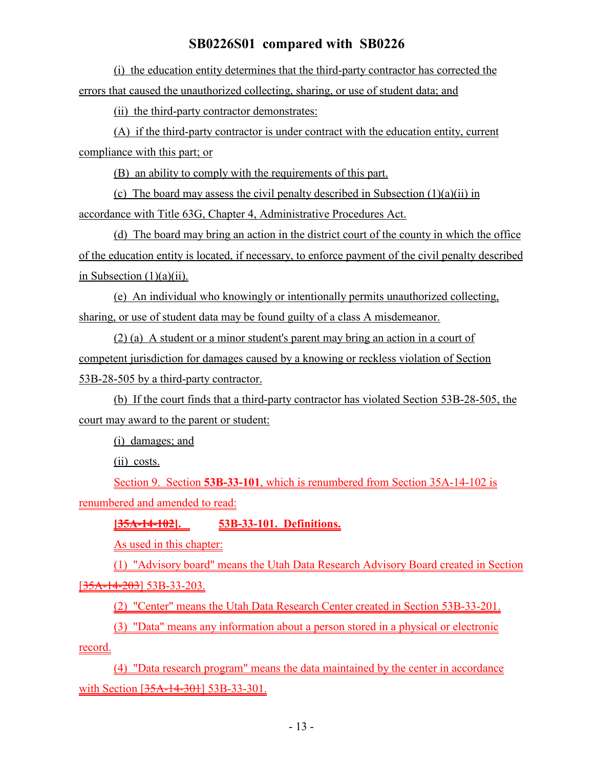(i) the education entity determines that the third-party contractor has corrected the errors that caused the unauthorized collecting, sharing, or use of student data; and

(ii) the third-party contractor demonstrates:

(A) if the third-party contractor is under contract with the education entity, current compliance with this part; or

(B) an ability to comply with the requirements of this part.

(c) The board may assess the civil penalty described in Subsection (1)(a)(ii) in accordance with Title 63G, Chapter 4, Administrative Procedures Act.

(d) The board may bring an action in the district court of the county in which the office of the education entity is located, if necessary, to enforce payment of the civil penalty described in Subsection (1)(a)(ii).

(e) An individual who knowingly or intentionally permits unauthorized collecting, sharing, or use of student data may be found guilty of a class A misdemeanor.

(2) (a) A student or a minor student's parent may bring an action in a court of competent jurisdiction for damages caused by a knowing or reckless violation of Section 53B-28-505 by a third-party contractor.

(b) If the court finds that a third-party contractor has violated Section 53B-28-505, the court may award to the parent or student:

(i) damages; and

(ii) costs.

Section 9. Section **53B-33-101**, which is renumbered from Section 35A-14-102 is renumbered and amended to read:

**[~~35A-14-102~~]. 53B-33-101. Definitions.**

As used in this chapter:

(1) "Advisory board" means the Utah Data Research Advisory Board created in Section [~~35A-14-203~~] 53B-33-203.

(2) "Center" means the Utah Data Research Center created in Section 53B-33-201.

(3) "Data" means any information about a person stored in a physical or electronic record.

(4) "Data research program" means the data maintained by the center in accordance with Section [~~35A-14-301~~] 53B-33-301.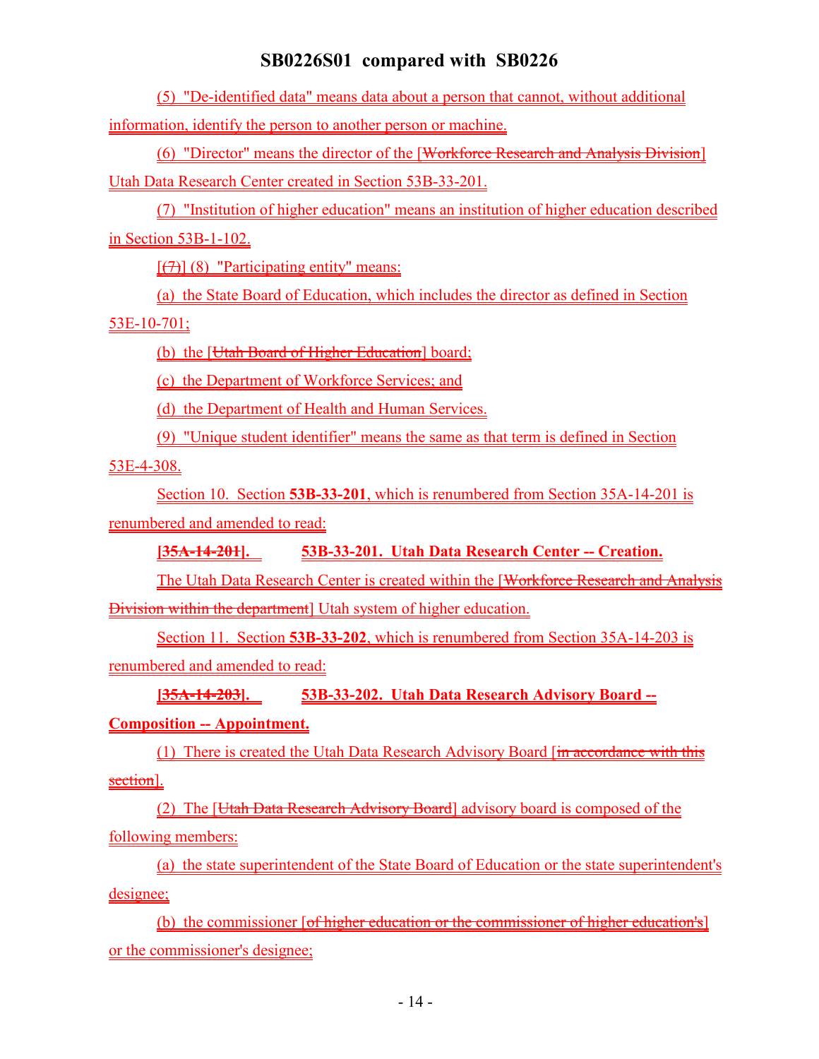(5) "De-identified data" means data about a person that cannot, without additional information, identify the person to another person or machine.

(6) "Director" means the director of the [~~Workforce Research and Analysis Division~~] Utah Data Research Center created in Section 53B-33-201.

(7) "Institution of higher education" means an institution of higher education described in Section 53B-1-102.

[~~(7)~~] (8) "Participating entity" means:

(a) the State Board of Education, which includes the director as defined in Section 53E-10-701;

(b) the [~~Utah Board of Higher Education~~] board;

(c) the Department of Workforce Services; and

(d) the Department of Health and Human Services.

(9) "Unique student identifier" means the same as that term is defined in Section 53E-4-308.

Section 10. Section **53B-33-201**, which is renumbered from Section 35A-14-201 is renumbered and amended to read:

**[~~35A-14-201~~]. 53B-33-201. Utah Data Research Center -- Creation.**

The Utah Data Research Center is created within the [~~Workforce Research and Analysis Division within the department~~] Utah system of higher education.

Section 11. Section **53B-33-202**, which is renumbered from Section 35A-14-203 is renumbered and amended to read:

**[~~35A-14-203~~]. 53B-33-202. Utah Data Research Advisory Board -- Composition -- Appointment.**

(1) There is created the Utah Data Research Advisory Board [~~in accordance with this section~~].

(2) The [~~Utah Data Research Advisory Board~~] advisory board is composed of the following members:

(a) the state superintendent of the State Board of Education or the state superintendent's designee;

(b) the commissioner [~~of higher education or the commissioner of higher education's~~] or the commissioner's designee;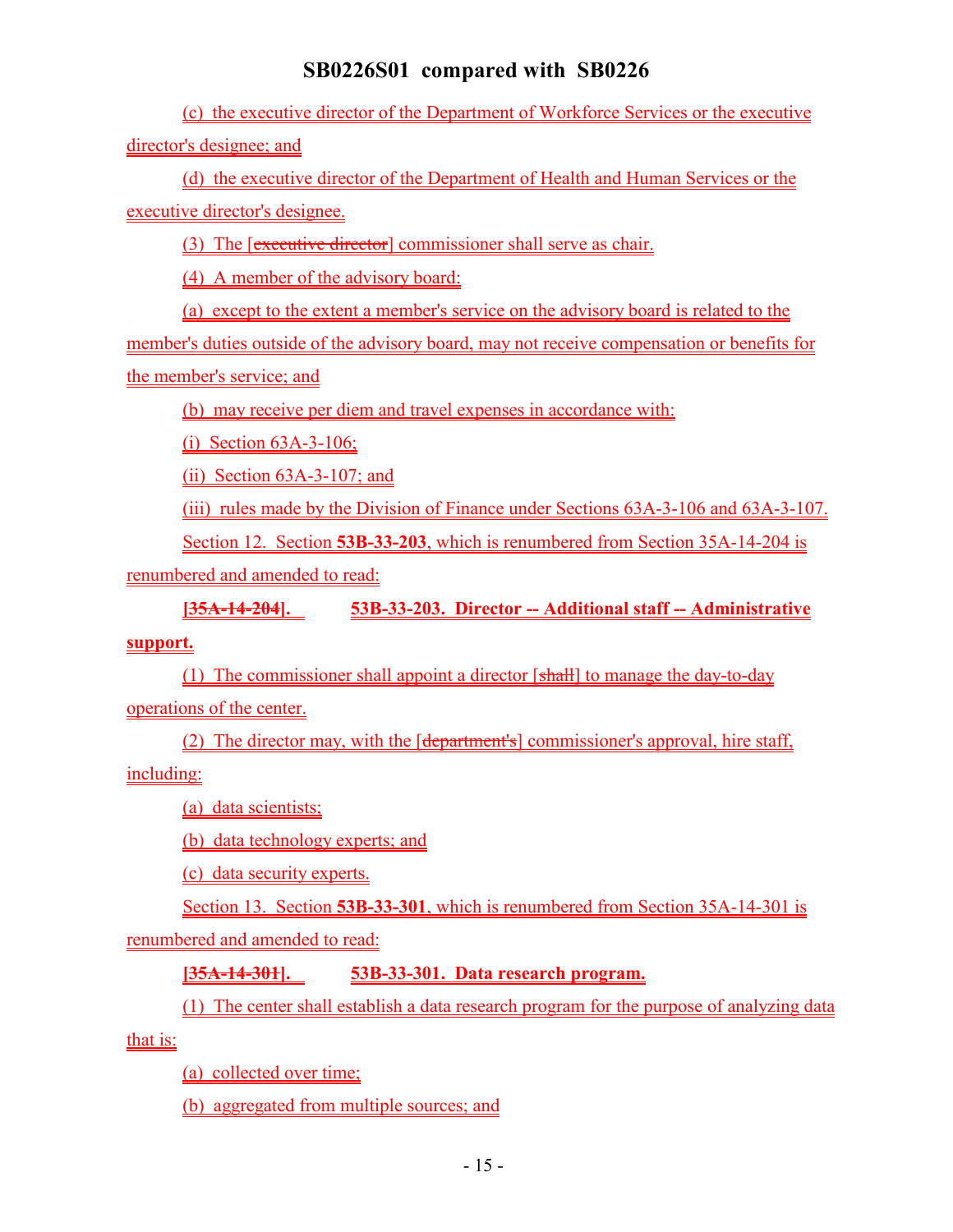(c) the executive director of the Department of Workforce Services or the executive director's designee; and

(d) the executive director of the Department of Health and Human Services or the executive director's designee.

(3) The [~~executive director~~] commissioner shall serve as chair.

(4) A member of the advisory board:

(a) except to the extent a member's service on the advisory board is related to the member's duties outside of the advisory board, may not receive compensation or benefits for the member's service; and

(b) may receive per diem and travel expenses in accordance with:

(i) Section 63A-3-106;

(ii) Section 63A-3-107; and

(iii) rules made by the Division of Finance under Sections 63A-3-106 and 63A-3-107.

Section 12. Section **53B-33-203**, which is renumbered from Section 35A-14-204 is renumbered and amended to read:

**[~~35A-14-204~~]. 53B-33-203. Director -- Additional staff -- Administrative support.**

(1) The commissioner shall appoint a director [~~shall~~] to manage the day-to-day operations of the center.

(2) The director may, with the [~~department's~~] commissioner's approval, hire staff, including:

(a) data scientists;

(b) data technology experts; and

(c) data security experts.

Section 13. Section **53B-33-301**, which is renumbered from Section 35A-14-301 is renumbered and amended to read:

**[~~35A-14-301~~]. 53B-33-301. Data research program.**

(1) The center shall establish a data research program for the purpose of analyzing data that is:

(a) collected over time;

(b) aggregated from multiple sources; and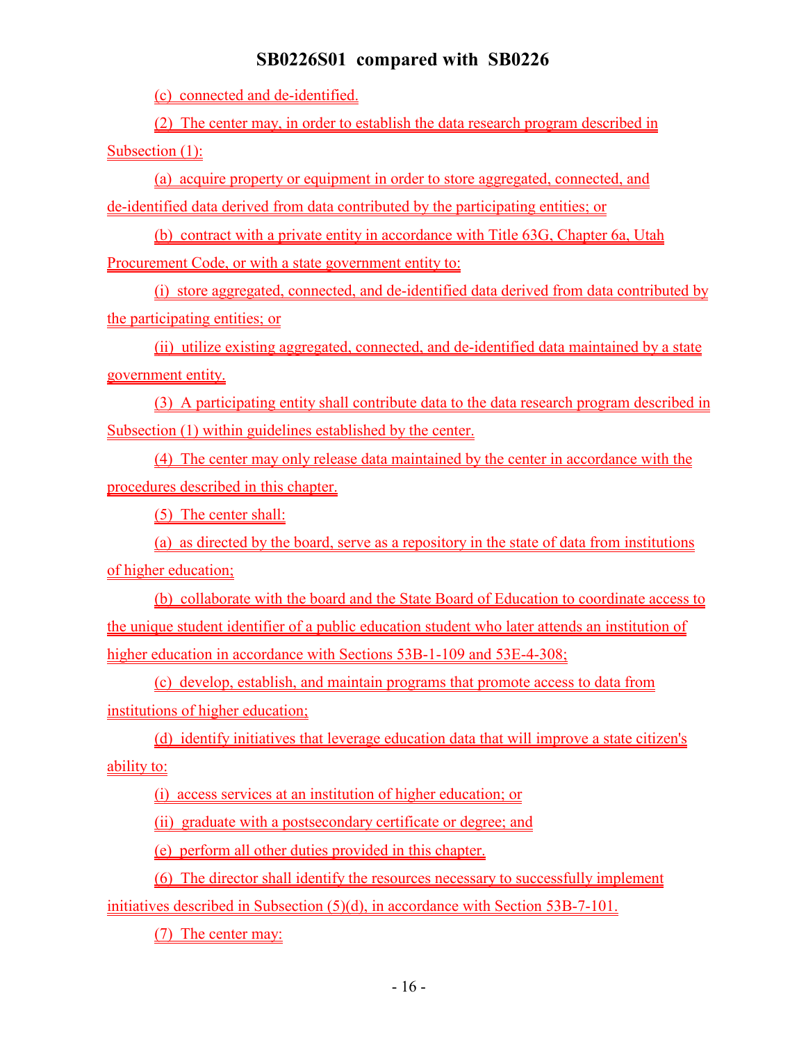(c) connected and de-identified.

(2) The center may, in order to establish the data research program described in Subsection (1):

(a) acquire property or equipment in order to store aggregated, connected, and de-identified data derived from data contributed by the participating entities; or

(b) contract with a private entity in accordance with Title 63G, Chapter 6a, Utah Procurement Code, or with a state government entity to:

(i) store aggregated, connected, and de-identified data derived from data contributed by the participating entities; or

(ii) utilize existing aggregated, connected, and de-identified data maintained by a state government entity.

(3) A participating entity shall contribute data to the data research program described in Subsection (1) within guidelines established by the center.

(4) The center may only release data maintained by the center in accordance with the procedures described in this chapter.

(5) The center shall:

(a) as directed by the board, serve as a repository in the state of data from institutions of higher education;

(b) collaborate with the board and the State Board of Education to coordinate access to the unique student identifier of a public education student who later attends an institution of higher education in accordance with Sections 53B-1-109 and 53E-4-308;

(c) develop, establish, and maintain programs that promote access to data from institutions of higher education;

(d) identify initiatives that leverage education data that will improve a state citizen's ability to:

(i) access services at an institution of higher education; or

(ii) graduate with a postsecondary certificate or degree; and

(e) perform all other duties provided in this chapter.

(6) The director shall identify the resources necessary to successfully implement initiatives described in Subsection (5)(d), in accordance with Section 53B-7-101.

(7) The center may: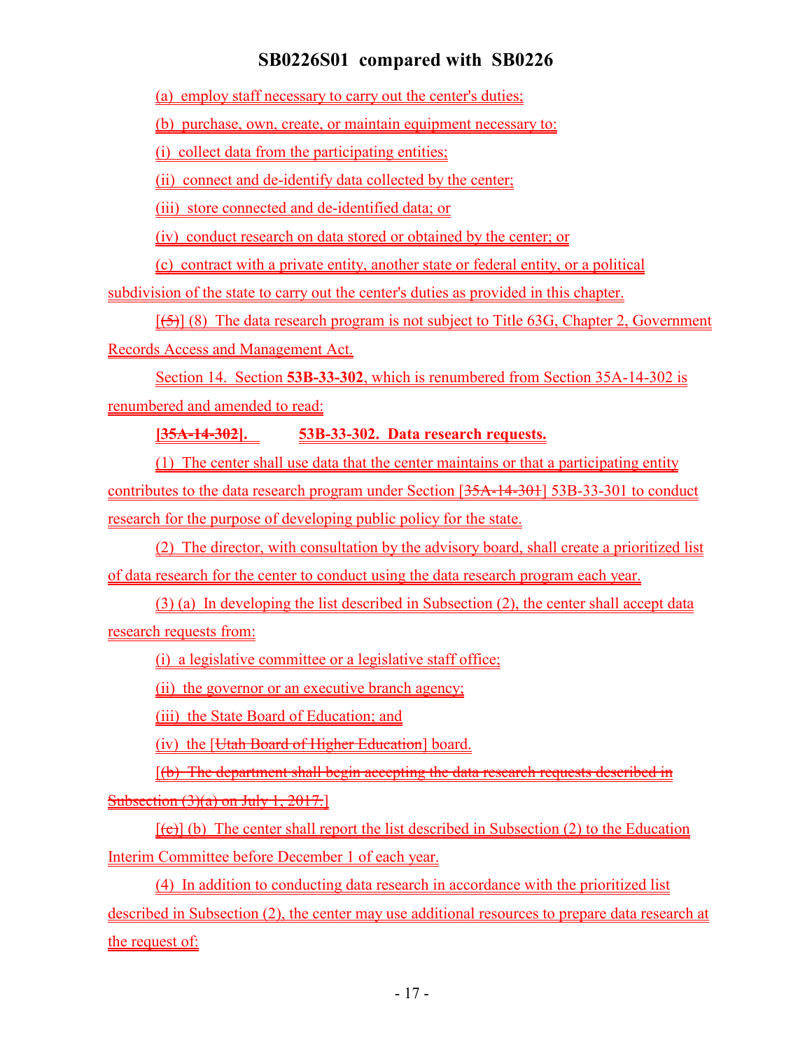(a) employ staff necessary to carry out the center's duties;

(b) purchase, own, create, or maintain equipment necessary to:

(i) collect data from the participating entities;

(ii) connect and de-identify data collected by the center;

(iii) store connected and de-identified data; or

(iv) conduct research on data stored or obtained by the center; or

(c) contract with a private entity, another state or federal entity, or a political subdivision of the state to carry out the center's duties as provided in this chapter.

[~~(5)~~] (8) The data research program is not subject to Title 63G, Chapter 2, Government Records Access and Management Act.

Section 14. Section **53B-33-302**, which is renumbered from Section 35A-14-302 is renumbered and amended to read:

**[~~35A-14-302~~]. 53B-33-302. Data research requests.**

(1) The center shall use data that the center maintains or that a participating entity contributes to the data research program under Section [~~35A-14-301~~] 53B-33-301 to conduct research for the purpose of developing public policy for the state.

(2) The director, with consultation by the advisory board, shall create a prioritized list of data research for the center to conduct using the data research program each year.

(3) (a) In developing the list described in Subsection (2), the center shall accept data research requests from:

(i) a legislative committee or a legislative staff office;

(ii) the governor or an executive branch agency;

(iii) the State Board of Education; and

(iv) the [~~Utah Board of Higher Education~~] board.

[~~(b) The department shall begin accepting the data research requests described in Subsection (3)(a) on July 1, 2017.~~]

[~~(c)~~] (b) The center shall report the list described in Subsection (2) to the Education Interim Committee before December 1 of each year.

(4) In addition to conducting data research in accordance with the prioritized list described in Subsection (2), the center may use additional resources to prepare data research at the request of: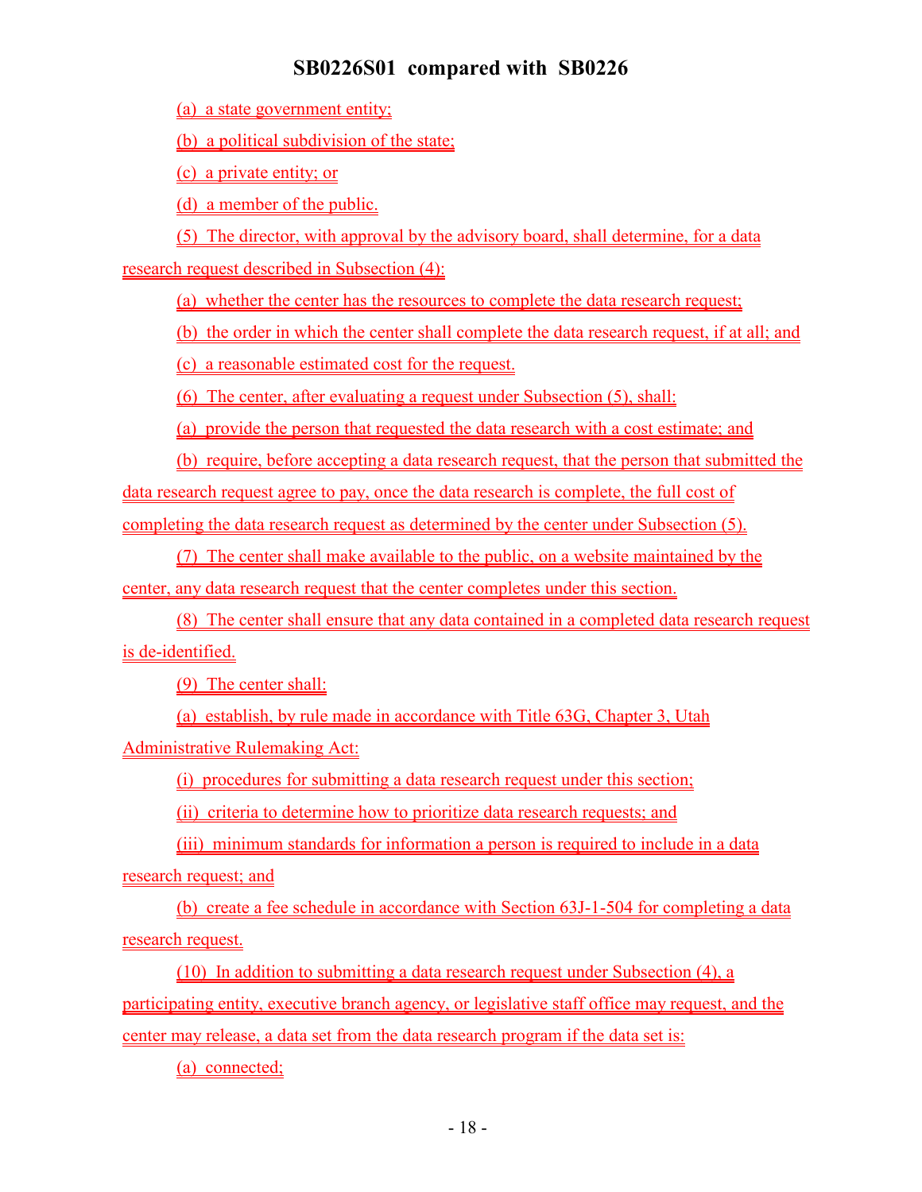(a) a state government entity;

(b) a political subdivision of the state;

(c) a private entity; or

(d) a member of the public.

(5) The director, with approval by the advisory board, shall determine, for a data research request described in Subsection (4):

(a) whether the center has the resources to complete the data research request;

(b) the order in which the center shall complete the data research request, if at all; and

(c) a reasonable estimated cost for the request.

(6) The center, after evaluating a request under Subsection (5), shall:

(a) provide the person that requested the data research with a cost estimate; and

(b) require, before accepting a data research request, that the person that submitted the data research request agree to pay, once the data research is complete, the full cost of completing the data research request as determined by the center under Subsection (5).

(7) The center shall make available to the public, on a website maintained by the center, any data research request that the center completes under this section.

(8) The center shall ensure that any data contained in a completed data research request is de-identified.

(9) The center shall:

(a) establish, by rule made in accordance with Title 63G, Chapter 3, Utah Administrative Rulemaking Act:

(i) procedures for submitting a data research request under this section;

(ii) criteria to determine how to prioritize data research requests; and

(iii) minimum standards for information a person is required to include in a data research request; and

(b) create a fee schedule in accordance with Section 63J-1-504 for completing a data research request.

(10) In addition to submitting a data research request under Subsection (4), a participating entity, executive branch agency, or legislative staff office may request, and the center may release, a data set from the data research program if the data set is:

(a) connected;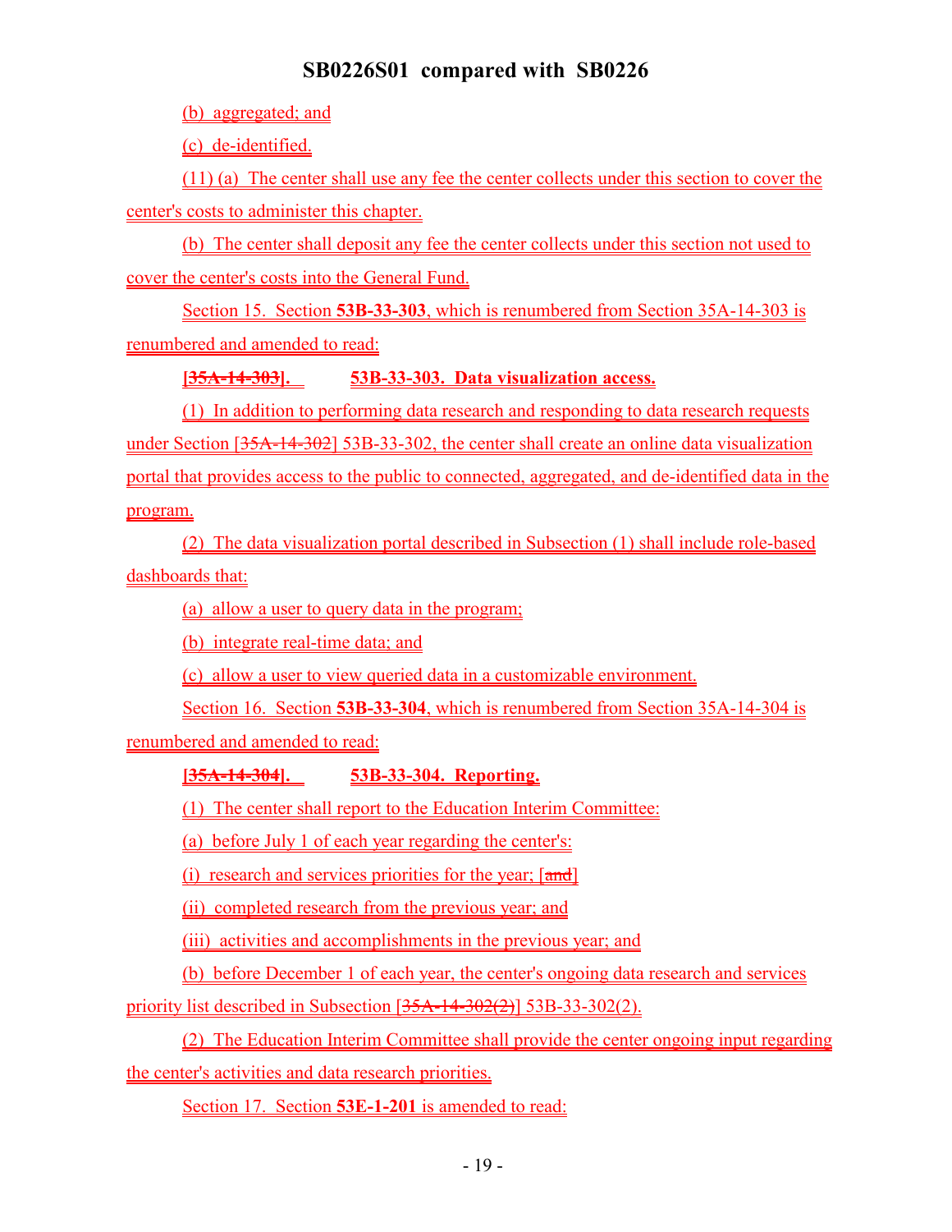(b) aggregated; and

(c) de-identified.

(11) (a) The center shall use any fee the center collects under this section to cover the center's costs to administer this chapter.

(b) The center shall deposit any fee the center collects under this section not used to cover the center's costs into the General Fund.

Section 15. Section **53B-33-303**, which is renumbered from Section 35A-14-303 is renumbered and amended to read:

**[~~35A-14-303~~]. 53B-33-303. Data visualization access.**

(1) In addition to performing data research and responding to data research requests under Section [~~35A-14-302~~] 53B-33-302, the center shall create an online data visualization portal that provides access to the public to connected, aggregated, and de-identified data in the program.

(2) The data visualization portal described in Subsection (1) shall include role-based dashboards that:

(a) allow a user to query data in the program;

(b) integrate real-time data; and

(c) allow a user to view queried data in a customizable environment.

Section 16. Section **53B-33-304**, which is renumbered from Section 35A-14-304 is renumbered and amended to read:

**[~~35A-14-304~~]. 53B-33-304. Reporting.**

(1) The center shall report to the Education Interim Committee:

(a) before July 1 of each year regarding the center's:

(i) research and services priorities for the year; [~~and~~]

(ii) completed research from the previous year; and

(iii) activities and accomplishments in the previous year; and

(b) before December 1 of each year, the center's ongoing data research and services priority list described in Subsection [~~35A-14-302(2)~~] 53B-33-302(2).

(2) The Education Interim Committee shall provide the center ongoing input regarding the center's activities and data research priorities.

Section 17. Section **53E-1-201** is amended to read: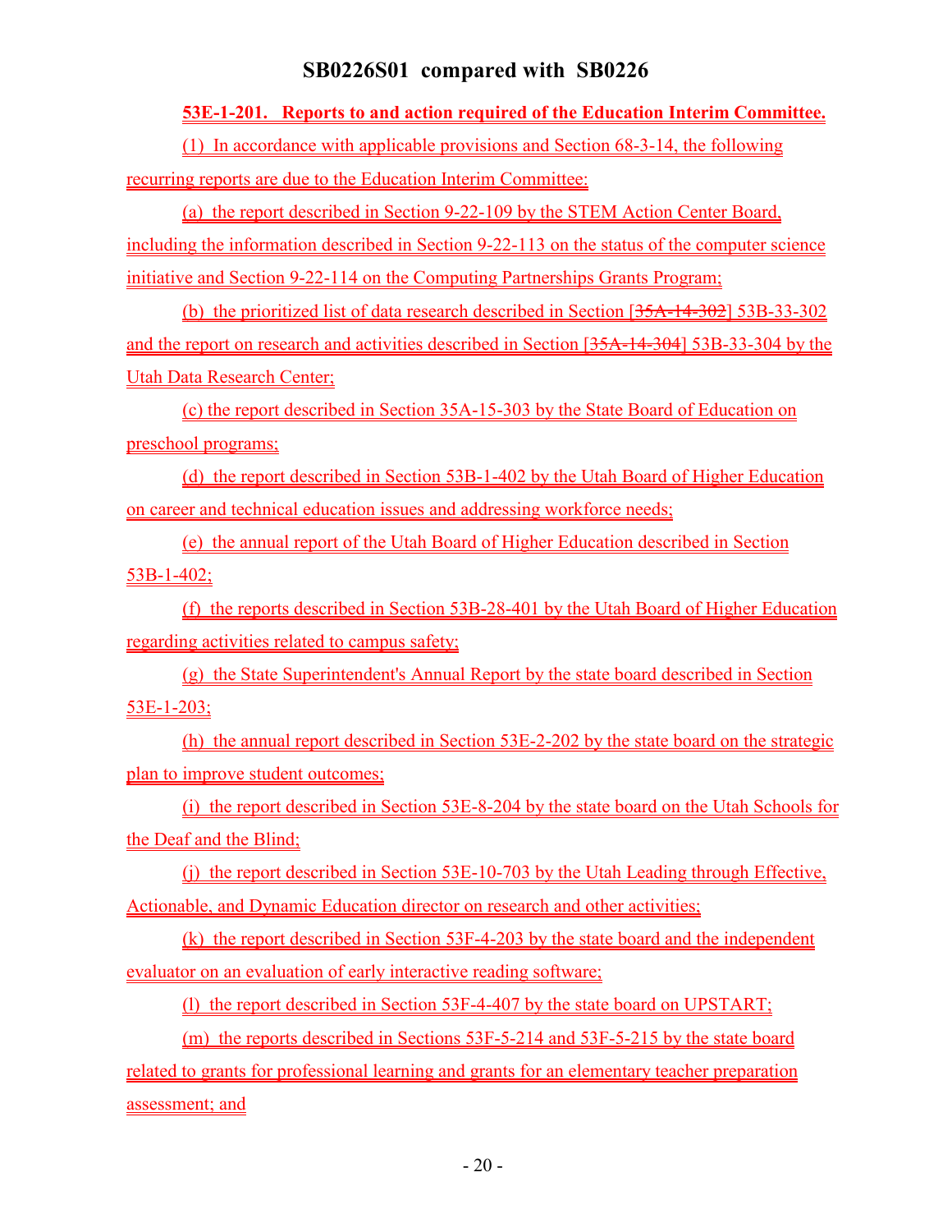**53E-1-201. Reports to and action required of the Education Interim Committee.**

(1) In accordance with applicable provisions and Section 68-3-14, the following recurring reports are due to the Education Interim Committee:

(a) the report described in Section 9-22-109 by the STEM Action Center Board, including the information described in Section 9-22-113 on the status of the computer science initiative and Section 9-22-114 on the Computing Partnerships Grants Program;

(b) the prioritized list of data research described in Section [~~35A-14-302~~] 53B-33-302 and the report on research and activities described in Section [~~35A-14-304~~] 53B-33-304 by the Utah Data Research Center;

(c) the report described in Section 35A-15-303 by the State Board of Education on preschool programs;

(d) the report described in Section 53B-1-402 by the Utah Board of Higher Education on career and technical education issues and addressing workforce needs;

(e) the annual report of the Utah Board of Higher Education described in Section 53B-1-402;

(f) the reports described in Section 53B-28-401 by the Utah Board of Higher Education regarding activities related to campus safety;

(g) the State Superintendent's Annual Report by the state board described in Section 53E-1-203;

(h) the annual report described in Section 53E-2-202 by the state board on the strategic plan to improve student outcomes;

(i) the report described in Section 53E-8-204 by the state board on the Utah Schools for the Deaf and the Blind;

(j) the report described in Section 53E-10-703 by the Utah Leading through Effective, Actionable, and Dynamic Education director on research and other activities;

(k) the report described in Section 53F-4-203 by the state board and the independent evaluator on an evaluation of early interactive reading software;

(l) the report described in Section 53F-4-407 by the state board on UPSTART;

(m) the reports described in Sections 53F-5-214 and 53F-5-215 by the state board related to grants for professional learning and grants for an elementary teacher preparation assessment; and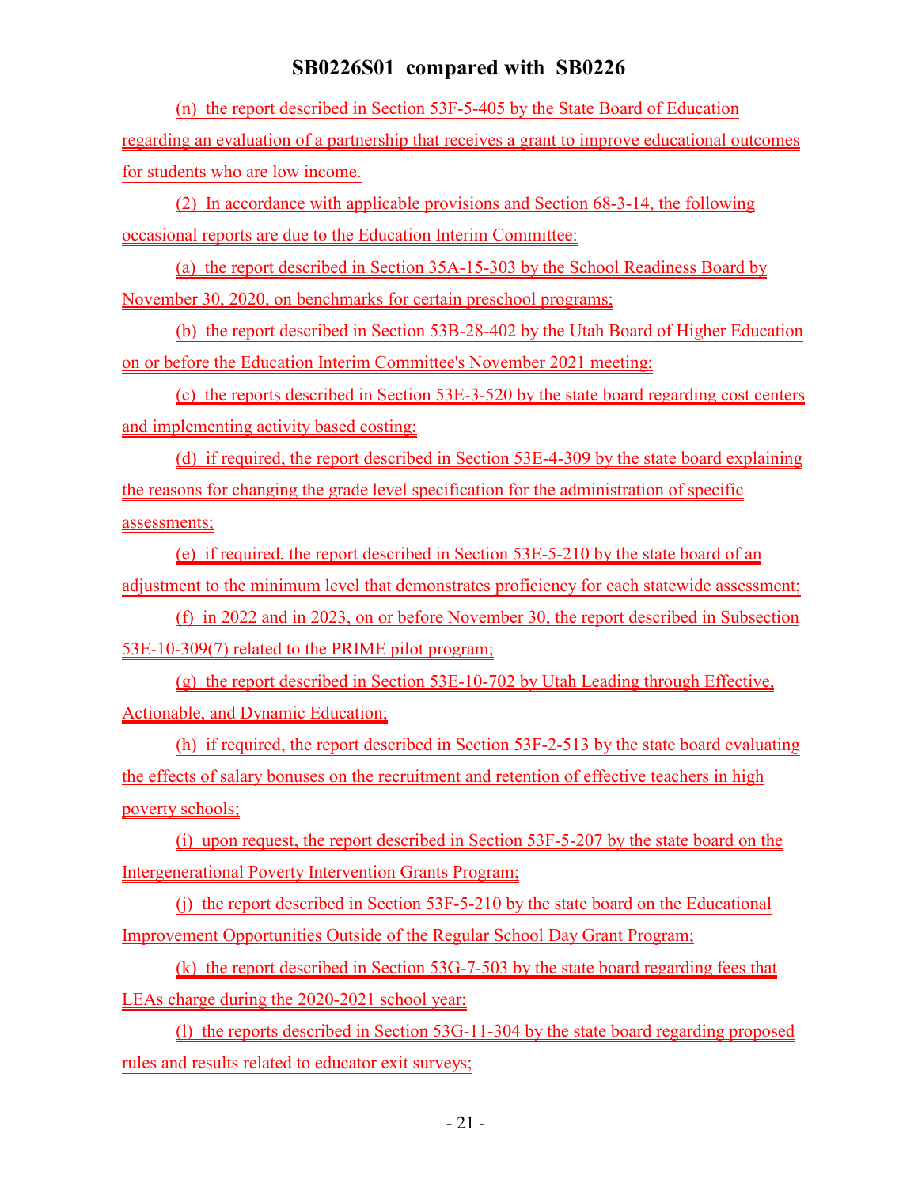(n) the report described in Section 53F-5-405 by the State Board of Education regarding an evaluation of a partnership that receives a grant to improve educational outcomes for students who are low income.

(2) In accordance with applicable provisions and Section 68-3-14, the following occasional reports are due to the Education Interim Committee:

(a) the report described in Section 35A-15-303 by the School Readiness Board by November 30, 2020, on benchmarks for certain preschool programs;

(b) the report described in Section 53B-28-402 by the Utah Board of Higher Education on or before the Education Interim Committee's November 2021 meeting;

(c) the reports described in Section 53E-3-520 by the state board regarding cost centers and implementing activity based costing;

(d) if required, the report described in Section 53E-4-309 by the state board explaining the reasons for changing the grade level specification for the administration of specific assessments;

(e) if required, the report described in Section 53E-5-210 by the state board of an adjustment to the minimum level that demonstrates proficiency for each statewide assessment;

(f) in 2022 and in 2023, on or before November 30, the report described in Subsection 53E-10-309(7) related to the PRIME pilot program;

(g) the report described in Section 53E-10-702 by Utah Leading through Effective, Actionable, and Dynamic Education;

(h) if required, the report described in Section 53F-2-513 by the state board evaluating the effects of salary bonuses on the recruitment and retention of effective teachers in high poverty schools;

(i) upon request, the report described in Section 53F-5-207 by the state board on the Intergenerational Poverty Intervention Grants Program;

(j) the report described in Section 53F-5-210 by the state board on the Educational Improvement Opportunities Outside of the Regular School Day Grant Program;

(k) the report described in Section 53G-7-503 by the state board regarding fees that LEAs charge during the 2020-2021 school year;

(l) the reports described in Section 53G-11-304 by the state board regarding proposed rules and results related to educator exit surveys;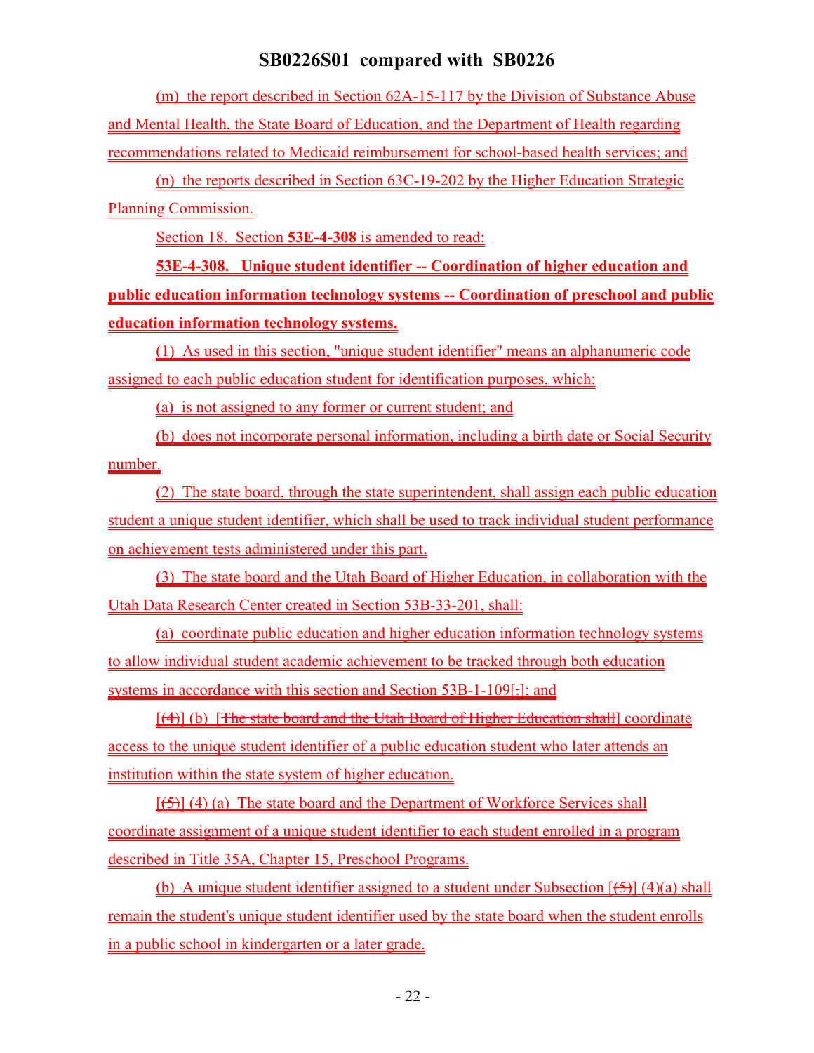(m) the report described in Section 62A-15-117 by the Division of Substance Abuse and Mental Health, the State Board of Education, and the Department of Health regarding recommendations related to Medicaid reimbursement for school-based health services; and

(n) the reports described in Section 63C-19-202 by the Higher Education Strategic Planning Commission.

Section 18. Section **53E-4-308** is amended to read:

**53E-4-308. Unique student identifier -- Coordination of higher education and public education information technology systems -- Coordination of preschool and public education information technology systems.**

(1) As used in this section, "unique student identifier" means an alphanumeric code assigned to each public education student for identification purposes, which:

(a) is not assigned to any former or current student; and

(b) does not incorporate personal information, including a birth date or Social Security number.

(2) The state board, through the state superintendent, shall assign each public education student a unique student identifier, which shall be used to track individual student performance on achievement tests administered under this part.

(3) The state board and the Utah Board of Higher Education, in collaboration with the Utah Data Research Center created in Section 53B-33-201, shall:

(a) coordinate public education and higher education information technology systems to allow individual student academic achievement to be tracked through both education systems in accordance with this section and Section 53B-1-109[.]; and

[~~(4)~~] (b) [~~The state board and the Utah Board of Higher Education shall~~] coordinate access to the unique student identifier of a public education student who later attends an institution within the state system of higher education.

[~~(5)~~] (4) (a) The state board and the Department of Workforce Services shall coordinate assignment of a unique student identifier to each student enrolled in a program described in Title 35A, Chapter 15, Preschool Programs.

(b) A unique student identifier assigned to a student under Subsection [~~(5)~~] (4)(a) shall remain the student's unique student identifier used by the state board when the student enrolls in a public school in kindergarten or a later grade.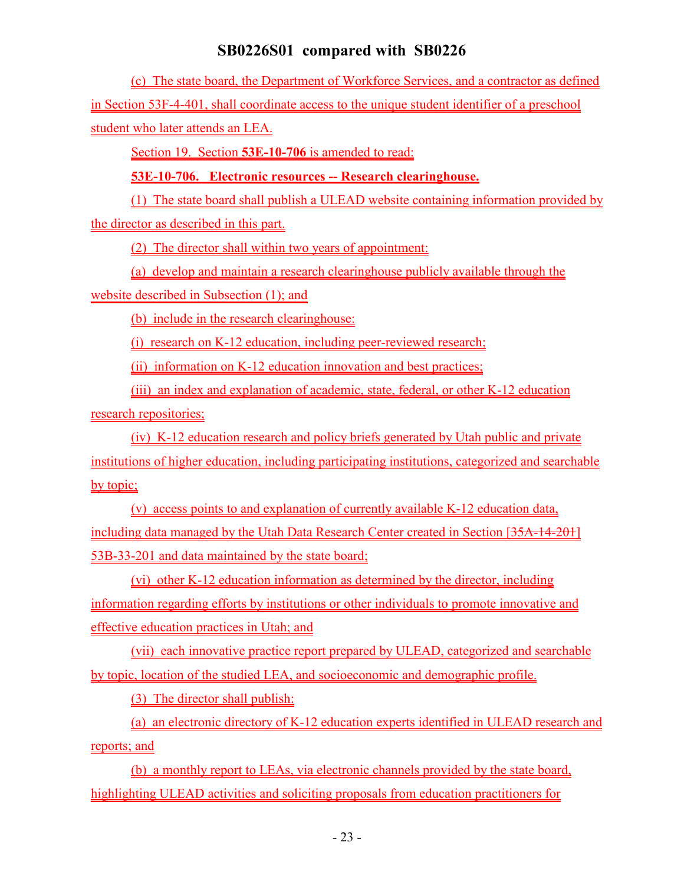(c) The state board, the Department of Workforce Services, and a contractor as defined in Section 53F-4-401, shall coordinate access to the unique student identifier of a preschool student who later attends an LEA.

Section 19. Section **53E-10-706** is amended to read:

**53E-10-706. Electronic resources -- Research clearinghouse.**

(1) The state board shall publish a ULEAD website containing information provided by the director as described in this part.

(2) The director shall within two years of appointment:

(a) develop and maintain a research clearinghouse publicly available through the website described in Subsection (1); and

(b) include in the research clearinghouse:

(i) research on K-12 education, including peer-reviewed research;

(ii) information on K-12 education innovation and best practices;

(iii) an index and explanation of academic, state, federal, or other K-12 education research repositories;

(iv) K-12 education research and policy briefs generated by Utah public and private institutions of higher education, including participating institutions, categorized and searchable by topic;

(v) access points to and explanation of currently available K-12 education data, including data managed by the Utah Data Research Center created in Section [~~35A-14-201~~] 53B-33-201 and data maintained by the state board;

(vi) other K-12 education information as determined by the director, including information regarding efforts by institutions or other individuals to promote innovative and effective education practices in Utah; and

(vii) each innovative practice report prepared by ULEAD, categorized and searchable by topic, location of the studied LEA, and socioeconomic and demographic profile.

(3) The director shall publish:

(a) an electronic directory of K-12 education experts identified in ULEAD research and reports; and

(b) a monthly report to LEAs, via electronic channels provided by the state board, highlighting ULEAD activities and soliciting proposals from education practitioners for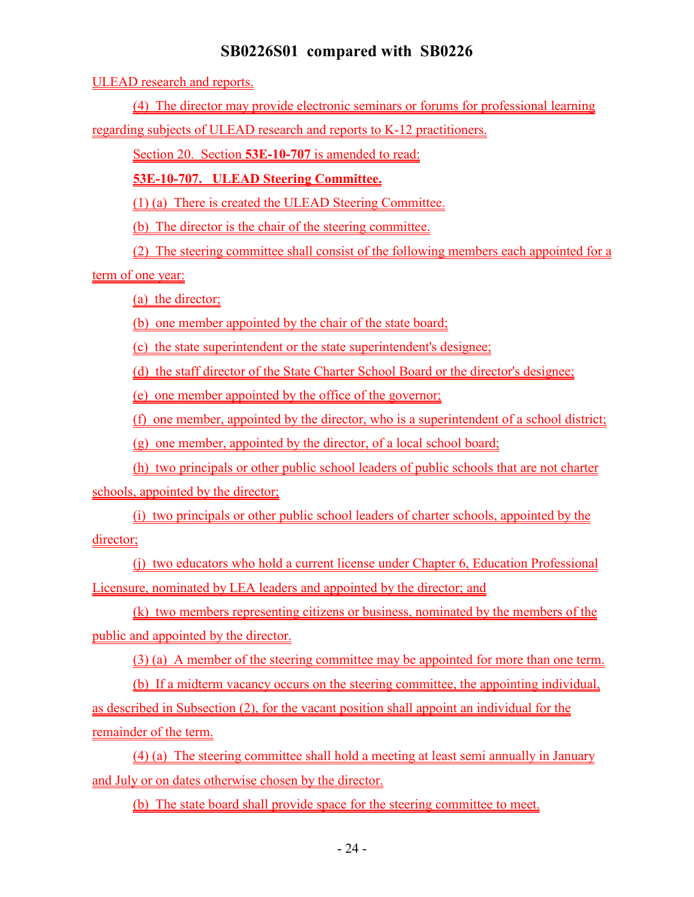ULEAD research and reports.

(4) The director may provide electronic seminars or forums for professional learning regarding subjects of ULEAD research and reports to K-12 practitioners.

Section 20. Section **53E-10-707** is amended to read:

**53E-10-707. ULEAD Steering Committee.**

(1) (a) There is created the ULEAD Steering Committee.

(b) The director is the chair of the steering committee.

(2) The steering committee shall consist of the following members each appointed for a term of one year:

(a) the director;

(b) one member appointed by the chair of the state board;

(c) the state superintendent or the state superintendent's designee;

(d) the staff director of the State Charter School Board or the director's designee;

(e) one member appointed by the office of the governor;

(f) one member, appointed by the director, who is a superintendent of a school district;

(g) one member, appointed by the director, of a local school board;

(h) two principals or other public school leaders of public schools that are not charter schools, appointed by the director;

(i) two principals or other public school leaders of charter schools, appointed by the director;

(j) two educators who hold a current license under Chapter 6, Education Professional Licensure, nominated by LEA leaders and appointed by the director; and

(k) two members representing citizens or business, nominated by the members of the public and appointed by the director.

(3) (a) A member of the steering committee may be appointed for more than one term.

(b) If a midterm vacancy occurs on the steering committee, the appointing individual, as described in Subsection (2), for the vacant position shall appoint an individual for the remainder of the term.

(4) (a) The steering committee shall hold a meeting at least semi annually in January and July or on dates otherwise chosen by the director.

(b) The state board shall provide space for the steering committee to meet.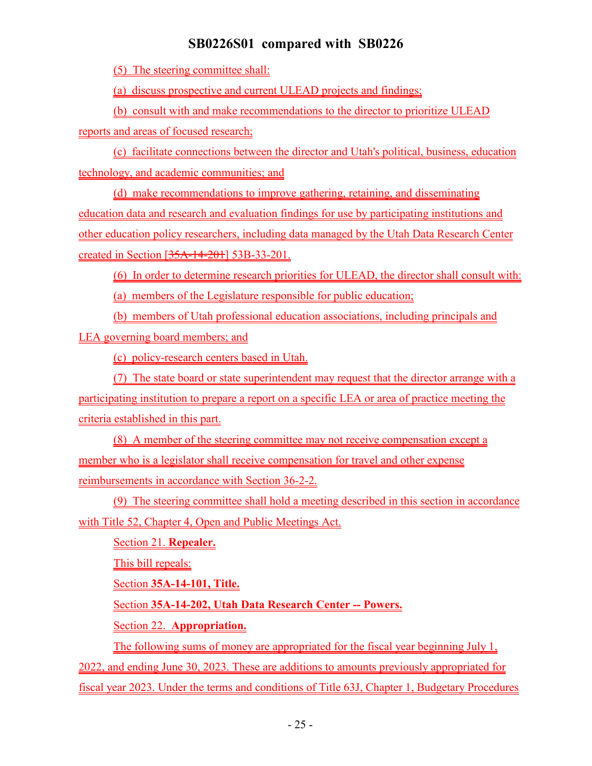(5) The steering committee shall:

(a) discuss prospective and current ULEAD projects and findings;

(b) consult with and make recommendations to the director to prioritize ULEAD reports and areas of focused research;

(c) facilitate connections between the director and Utah's political, business, education technology, and academic communities; and

(d) make recommendations to improve gathering, retaining, and disseminating education data and research and evaluation findings for use by participating institutions and other education policy researchers, including data managed by the Utah Data Research Center created in Section [~~35A-14-201~~] 53B-33-201.

(6) In order to determine research priorities for ULEAD, the director shall consult with:

(a) members of the Legislature responsible for public education;

(b) members of Utah professional education associations, including principals and LEA governing board members; and

(c) policy-research centers based in Utah.

(7) The state board or state superintendent may request that the director arrange with a participating institution to prepare a report on a specific LEA or area of practice meeting the criteria established in this part.

(8) A member of the steering committee may not receive compensation except a member who is a legislator shall receive compensation for travel and other expense reimbursements in accordance with Section 36-2-2.

(9) The steering committee shall hold a meeting described in this section in accordance with Title 52, Chapter 4, Open and Public Meetings Act.

Section 21. **Repealer.**

This bill repeals:

Section **35A-14-101, Title.**

Section **35A-14-202, Utah Data Research Center -- Powers.**

Section 22. **Appropriation.**

The following sums of money are appropriated for the fiscal year beginning July 1, 2022, and ending June 30, 2023. These are additions to amounts previously appropriated for fiscal year 2023. Under the terms and conditions of Title 63J, Chapter 1, Budgetary Procedures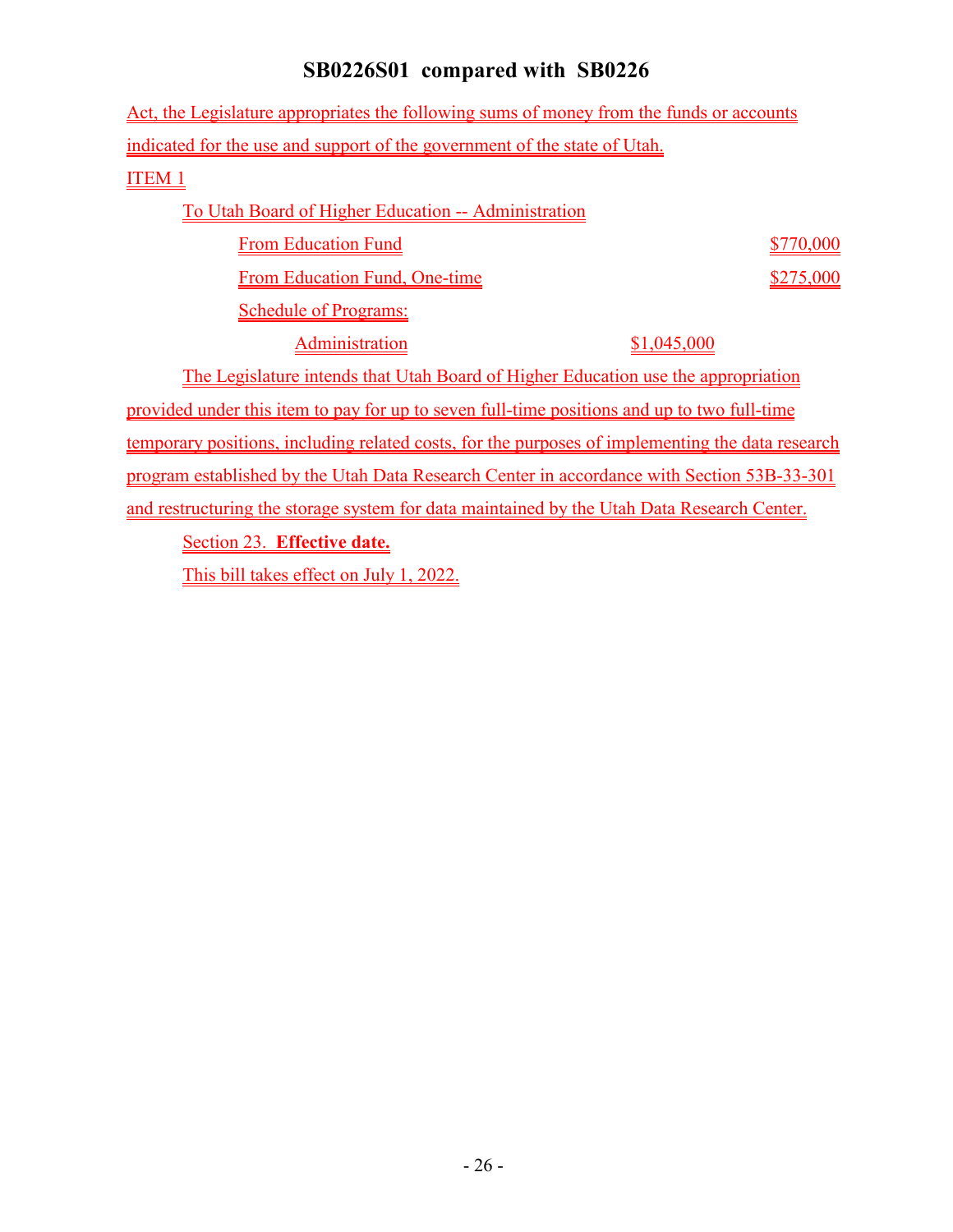Act, the Legislature appropriates the following sums of money from the funds or accounts indicated for the use and support of the government of the state of Utah.

ITEM 1

To Utah Board of Higher Education -- Administration

| | | |
|---|---|---|
| From Education Fund | | $770,000 |
| From Education Fund, One-time | | $275,000 |
| Schedule of Programs: | | |
| Administration | $1,045,000 | |

The Legislature intends that Utah Board of Higher Education use the appropriation provided under this item to pay for up to seven full-time positions and up to two full-time temporary positions, including related costs, for the purposes of implementing the data research program established by the Utah Data Research Center in accordance with Section 53B-33-301 and restructuring the storage system for data maintained by the Utah Data Research Center.

Section 23. **Effective date.**

This bill takes effect on July 1, 2022.